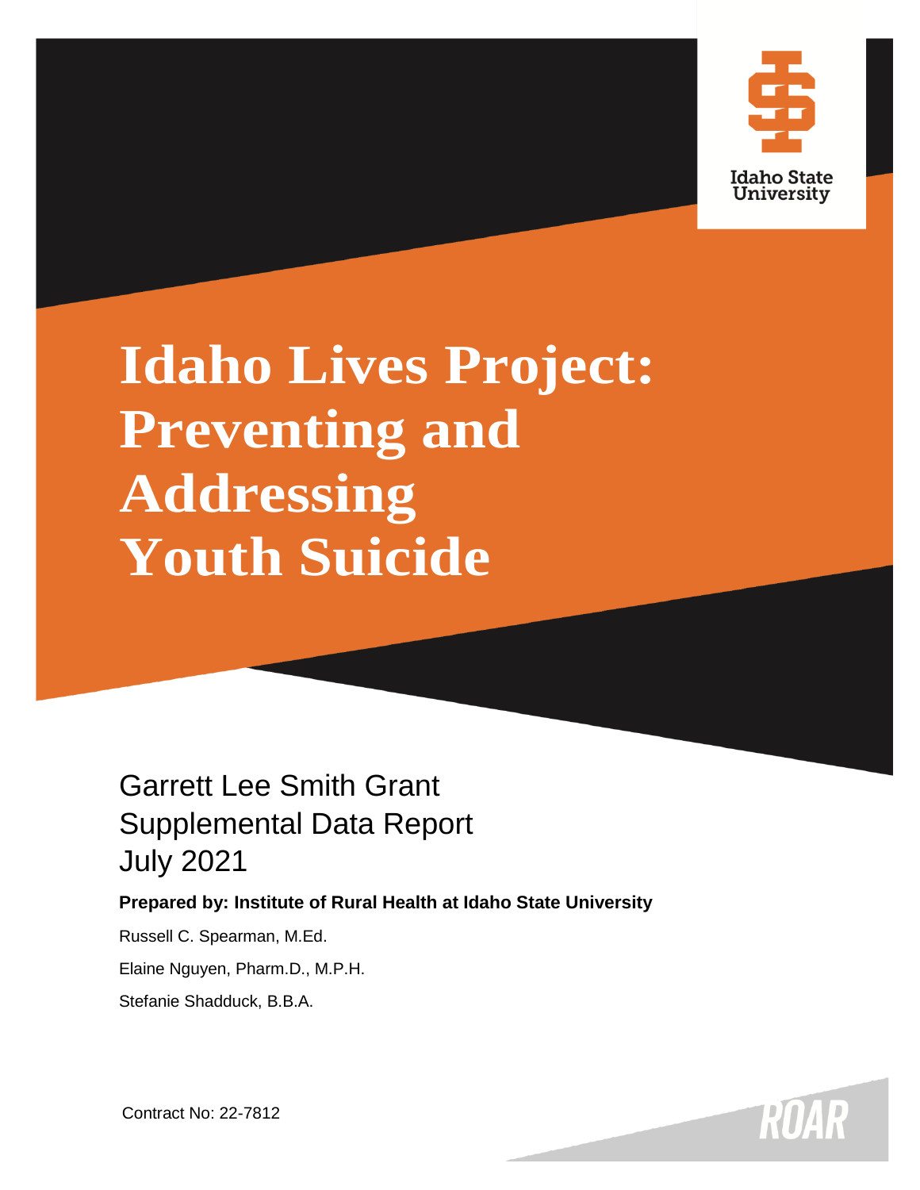Idaho State University

# Idaho Lives Project: Preventing and Addressing Youth Suicide

Garrett Lee Smith Grant
Supplemental Data Report
July 2021

**Prepared by: Institute of Rural Health at Idaho State University**

Russell C. Spearman, M.Ed.

Elaine Nguyen, Pharm.D., M.P.H.

Stefanie Shadduck, B.B.A.

Contract No: 22-7812

ROAR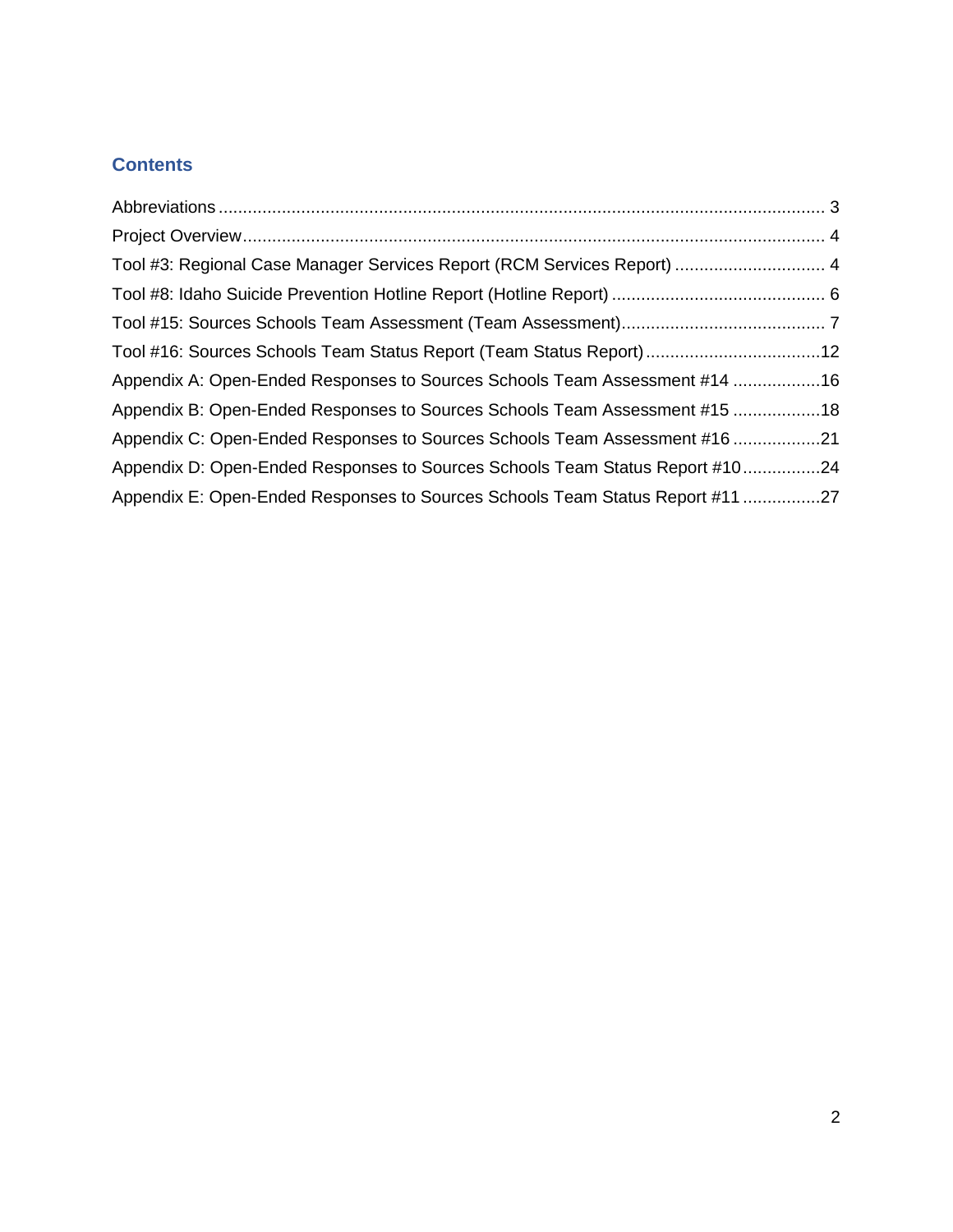## Contents

Abbreviations ............................................................................................................................ 3
Project Overview........................................................................................................................ 4
Tool #3: Regional Case Manager Services Report (RCM Services Report) ............................... 4
Tool #8: Idaho Suicide Prevention Hotline Report (Hotline Report) ............................................ 6
Tool #15: Sources Schools Team Assessment (Team Assessment).......................................... 7
Tool #16: Sources Schools Team Status Report (Team Status Report)....................................12
Appendix A: Open-Ended Responses to Sources Schools Team Assessment #14 ..................16
Appendix B: Open-Ended Responses to Sources Schools Team Assessment #15 ..................18
Appendix C: Open-Ended Responses to Sources Schools Team Assessment #16 ..................21
Appendix D: Open-Ended Responses to Sources Schools Team Status Report #10................24
Appendix E: Open-Ended Responses to Sources Schools Team Status Report #11 ................27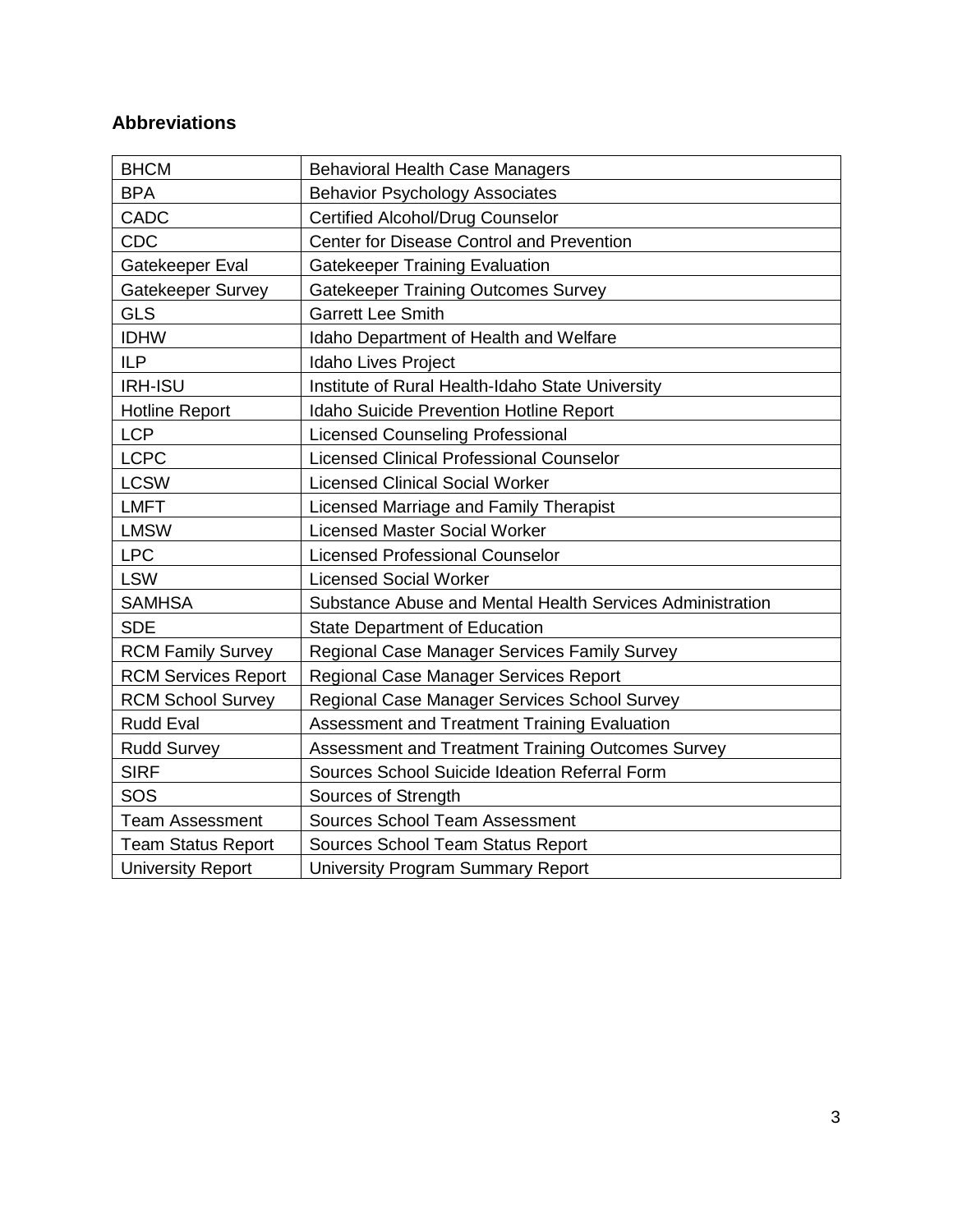## Abbreviations

| | |
|---|---|
| BHCM | Behavioral Health Case Managers |
| BPA | Behavior Psychology Associates |
| CADC | Certified Alcohol/Drug Counselor |
| CDC | Center for Disease Control and Prevention |
| Gatekeeper Eval | Gatekeeper Training Evaluation |
| Gatekeeper Survey | Gatekeeper Training Outcomes Survey |
| GLS | Garrett Lee Smith |
| IDHW | Idaho Department of Health and Welfare |
| ILP | Idaho Lives Project |
| IRH-ISU | Institute of Rural Health-Idaho State University |
| Hotline Report | Idaho Suicide Prevention Hotline Report |
| LCP | Licensed Counseling Professional |
| LCPC | Licensed Clinical Professional Counselor |
| LCSW | Licensed Clinical Social Worker |
| LMFT | Licensed Marriage and Family Therapist |
| LMSW | Licensed Master Social Worker |
| LPC | Licensed Professional Counselor |
| LSW | Licensed Social Worker |
| SAMHSA | Substance Abuse and Mental Health Services Administration |
| SDE | State Department of Education |
| RCM Family Survey | Regional Case Manager Services Family Survey |
| RCM Services Report | Regional Case Manager Services Report |
| RCM School Survey | Regional Case Manager Services School Survey |
| Rudd Eval | Assessment and Treatment Training Evaluation |
| Rudd Survey | Assessment and Treatment Training Outcomes Survey |
| SIRF | Sources School Suicide Ideation Referral Form |
| SOS | Sources of Strength |
| Team Assessment | Sources School Team Assessment |
| Team Status Report | Sources School Team Status Report |
| University Report | University Program Summary Report |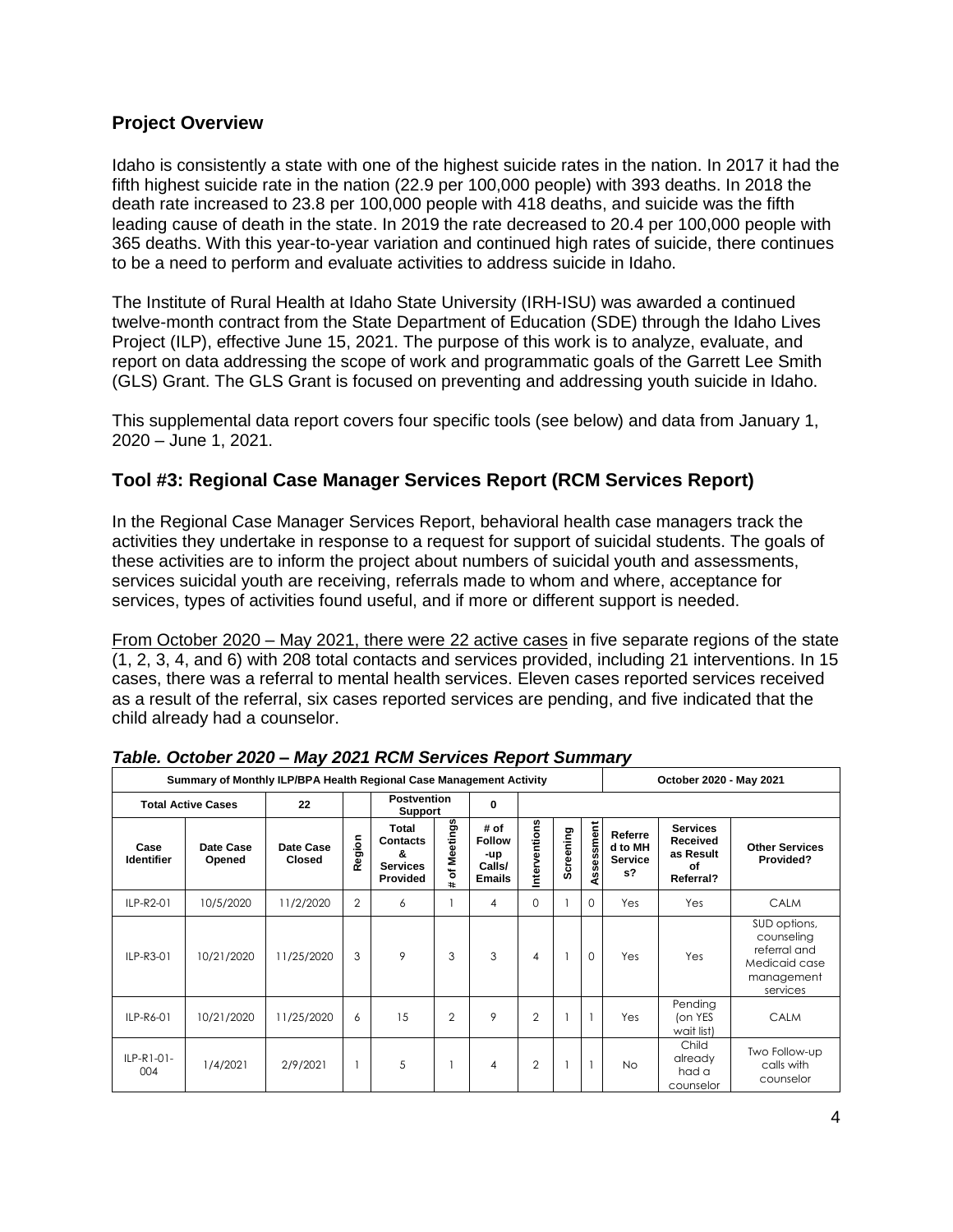## Project Overview

Idaho is consistently a state with one of the highest suicide rates in the nation. In 2017 it had the fifth highest suicide rate in the nation (22.9 per 100,000 people) with 393 deaths. In 2018 the death rate increased to 23.8 per 100,000 people with 418 deaths, and suicide was the fifth leading cause of death in the state. In 2019 the rate decreased to 20.4 per 100,000 people with 365 deaths. With this year-to-year variation and continued high rates of suicide, there continues to be a need to perform and evaluate activities to address suicide in Idaho.

The Institute of Rural Health at Idaho State University (IRH-ISU) was awarded a continued twelve-month contract from the State Department of Education (SDE) through the Idaho Lives Project (ILP), effective June 15, 2021. The purpose of this work is to analyze, evaluate, and report on data addressing the scope of work and programmatic goals of the Garrett Lee Smith (GLS) Grant. The GLS Grant is focused on preventing and addressing youth suicide in Idaho.

This supplemental data report covers four specific tools (see below) and data from January 1, 2020 – June 1, 2021.

## Tool #3: Regional Case Manager Services Report (RCM Services Report)

In the Regional Case Manager Services Report, behavioral health case managers track the activities they undertake in response to a request for support of suicidal students. The goals of these activities are to inform the project about numbers of suicidal youth and assessments, services suicidal youth are receiving, referrals made to whom and where, acceptance for services, types of activities found useful, and if more or different support is needed.

From October 2020 – May 2021, there were 22 active cases in five separate regions of the state (1, 2, 3, 4, and 6) with 208 total contacts and services provided, including 21 interventions. In 15 cases, there was a referral to mental health services. Eleven cases reported services received as a result of the referral, six cases reported services are pending, and five indicated that the child already had a counselor.

*Table. October 2020 – May 2021 RCM Services Report Summary*

| Summary of Monthly ILP/BPA Health Regional Case Management Activity | | | | | | | | | | Oct​ober 2020 - May 2021 | | |
|---|---|---|---|---|---|---|---|---|---|---|---|---|
| **Total Active Cases** | | **22** | | **Postvention Support** | | **0** | | | | | | |
| **Case Identifier** | **Date Case Opened** | **Date Case Closed** | **Region** | **Total Contacts & Services Provided** | **# of Meetings** | **# of Follow-up Calls/ Emails** | **Interventions** | **Screening** | **Assessment** | **Referred to MH Services?** | **Services Received as Result of Referral?** | **Other Services Provided?** |
| ILP-R2-01 | 10/5/2020 | 11/2/2020 | 2 | 6 | 1 | 4 | 0 | 1 | 0 | Yes | Yes | CALM |
| ILP-R3-01 | 10/21/2020 | 11/25/2020 | 3 | 9 | 3 | 3 | 4 | 1 | 0 | Yes | Yes | SUD options, counseling referral and Medicaid case management services |
| ILP-R6-01 | 10/21/2020 | 11/25/2020 | 6 | 15 | 2 | 9 | 2 | 1 | 1 | Yes | Pending (on YES wait list) | CALM |
| ILP-R1-01-004 | 1/4/2021 | 2/9/2021 | 1 | 5 | 1 | 4 | 2 | 1 | 1 | No | Child already had a counselor | Two Follow-up calls with counselor |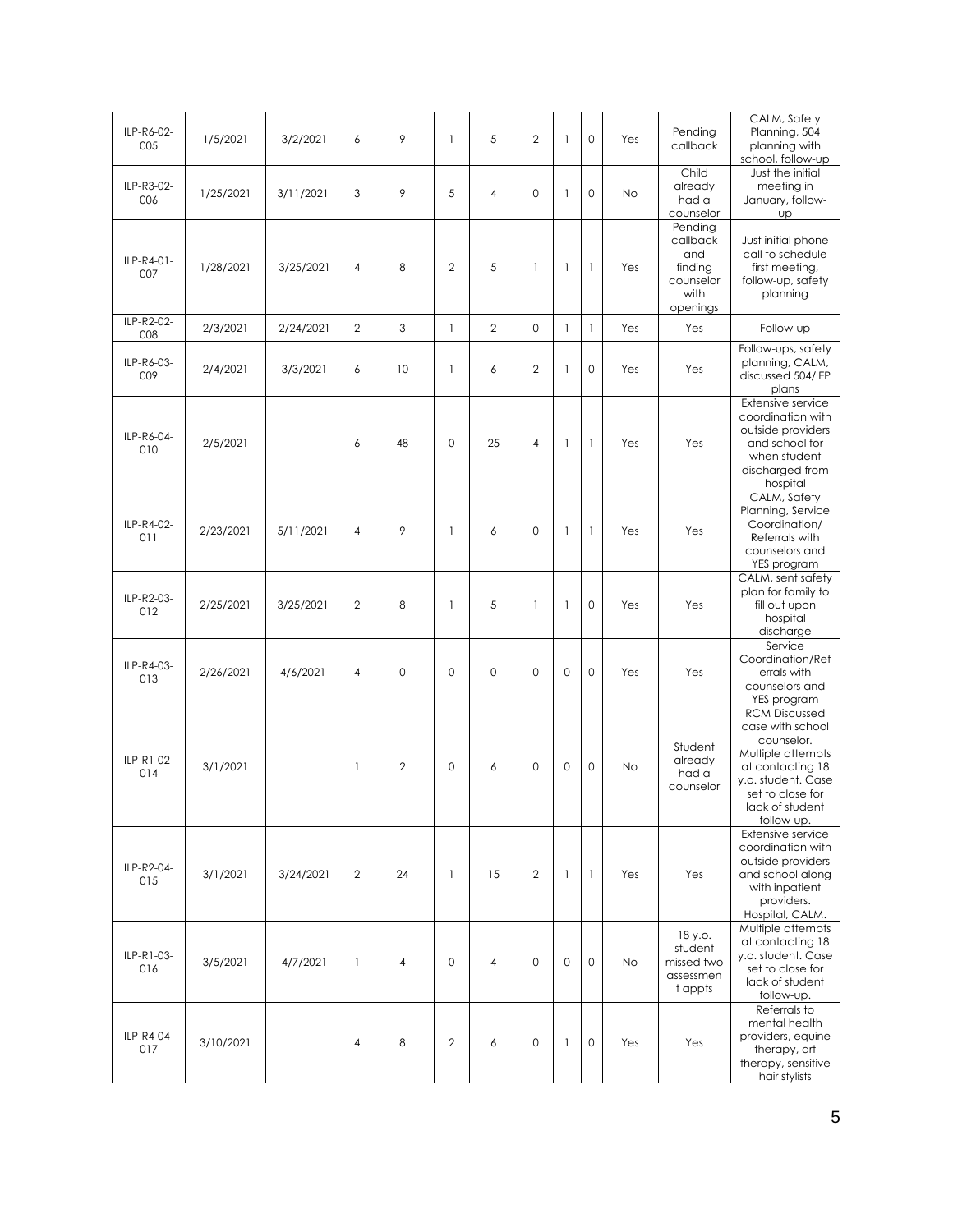| | | | | | | | | | | | | |
|---|---|---|---|---|---|---|---|---|---|---|---|---|
| ILP-R6-02-005 | 1/5/2021 | 3/2/2021 | 6 | 9 | 1 | 5 | 2 | 1 | 0 | Yes | Pending callback | CALM, Safety Planning, 504 planning with school, follow-up |
| ILP-R3-02-006 | 1/25/2021 | 3/11/2021 | 3 | 9 | 5 | 4 | 0 | 1 | 0 | No | Child already had a counselor | Just the initial meeting in January, follow-up |
| ILP-R4-01-007 | 1/28/2021 | 3/25/2021 | 4 | 8 | 2 | 5 | 1 | 1 | 1 | Yes | Pending callback and finding counselor with openings | Just initial phone call to schedule first meeting, follow-up, safety planning |
| ILP-R2-02-008 | 2/3/2021 | 2/24/2021 | 2 | 3 | 1 | 2 | 0 | 1 | 1 | Yes | Yes | Follow-up |
| ILP-R6-03-009 | 2/4/2021 | 3/3/2021 | 6 | 10 | 1 | 6 | 2 | 1 | 0 | Yes | Yes | Follow-ups, safety planning, CALM, discussed 504/IEP plans |
| ILP-R6-04-010 | 2/5/2021 | | 6 | 48 | 0 | 25 | 4 | 1 | 1 | Yes | Yes | Extensive service coordination with outside providers and school for when student discharged from hospital |
| ILP-R4-02-011 | 2/23/2021 | 5/11/2021 | 4 | 9 | 1 | 6 | 0 | 1 | 1 | Yes | Yes | CALM, Safety Planning, Service Coordination/ Referrals with counselors and YES program |
| ILP-R2-03-012 | 2/25/2021 | 3/25/2021 | 2 | 8 | 1 | 5 | 1 | 1 | 0 | Yes | Yes | CALM, sent safety plan for family to fill out upon hospital discharge |
| ILP-R4-03-013 | 2/26/2021 | 4/6/2021 | 4 | 0 | 0 | 0 | 0 | 0 | 0 | Yes | Yes | Service Coordination/Referrals with counselors and YES program |
| ILP-R1-02-014 | 3/1/2021 | | 1 | 2 | 0 | 6 | 0 | 0 | 0 | No | Student already had a counselor | RCM Discussed case with school counselor. Multiple attempts at contacting 18 y.o. student. Case set to close for lack of student follow-up. |
| ILP-R2-04-015 | 3/1/2021 | 3/24/2021 | 2 | 24 | 1 | 15 | 2 | 1 | 1 | Yes | Yes | Extensive service coordination with outside providers and school along with inpatient providers. Hospital, CALM. |
| ILP-R1-03-016 | 3/5/2021 | 4/7/2021 | 1 | 4 | 0 | 4 | 0 | 0 | 0 | No | 18 y.o. student missed two assessment appts | Multiple attempts at contacting 18 y.o. student. Case set to close for lack of student follow-up. |
| ILP-R4-04-017 | 3/10/2021 | | 4 | 8 | 2 | 6 | 0 | 1 | 0 | Yes | Yes | Referrals to mental health providers, equine therapy, art therapy, sensitive hair stylists |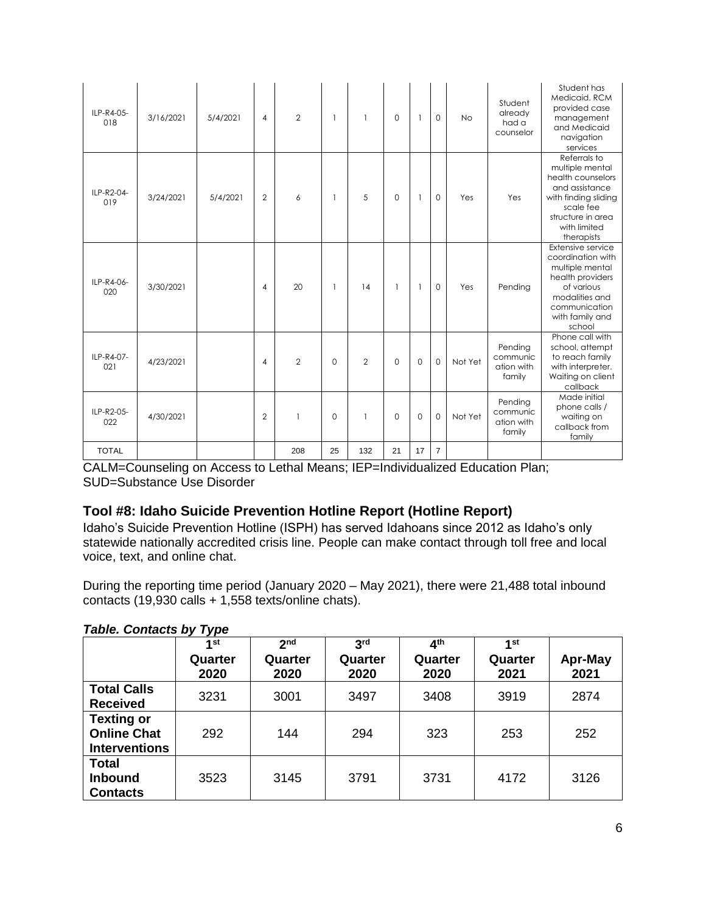| | | | | | | | | | | | | | |
|---|---|---|---|---|---|---|---|---|---|---|---|---|---|
| ILP-R4-05-018 | 3/16/2021 | 5/4/2021 | 4 | 2 | 1 | 1 | 0 | 1 | 0 | No | Student already had a counselor | Student has Medicaid. RCM provided case management and Medicaid navigation services |
| ILP-R2-04-019 | 3/24/2021 | 5/4/2021 | 2 | 6 | 1 | 5 | 0 | 1 | 0 | Yes | Yes | Referrals to multiple mental health counselors and assistance with finding sliding scale fee structure in area with limited therapists |
| ILP-R4-06-020 | 3/30/2021 | | 4 | 20 | 1 | 14 | 1 | 1 | 0 | Yes | Pending | Extensive service coordination with multiple mental health providers of various modalities and communication with family and school |
| ILP-R4-07-021 | 4/23/2021 | | 4 | 2 | 0 | 2 | 0 | 0 | 0 | Not Yet | Pending communication with family | Phone call with school, attempt to reach family with interpreter. Waiting on client callback |
| ILP-R2-05-022 | 4/30/2021 | | 2 | 1 | 0 | 1 | 0 | 0 | 0 | Not Yet | Pending communication with family | Made initial phone calls / waiting on callback from family |
| TOTAL | | | | 208 | 25 | 132 | 21 | 17 | 7 | | | |

CALM=Counseling on Access to Lethal Means; IEP=Individualized Education Plan; SUD=Substance Use Disorder

## Tool #8: Idaho Suicide Prevention Hotline Report (Hotline Report)

Idaho's Suicide Prevention Hotline (ISPH) has served Idahoans since 2012 as Idaho's only statewide nationally accredited crisis line. People can make contact through toll free and local voice, text, and online chat.

During the reporting time period (January 2020 – May 2021), there were 21,488 total inbound contacts (19,930 calls + 1,558 texts/online chats).

***Table. Contacts by Type***

| | 1st Quarter 2020 | 2nd Quarter 2020 | 3rd Quarter 2020 | 4th Quarter 2020 | 1st Quarter 2021 | Apr-May 2021 |
|---|---|---|---|---|---|---|
| **Total Calls Received** | 3231 | 3001 | 3497 | 3408 | 3919 | 2874 |
| **Texting or Online Chat Interventions** | 292 | 144 | 294 | 323 | 253 | 252 |
| **Total Inbound Contacts** | 3523 | 3145 | 3791 | 3731 | 4172 | 3126 |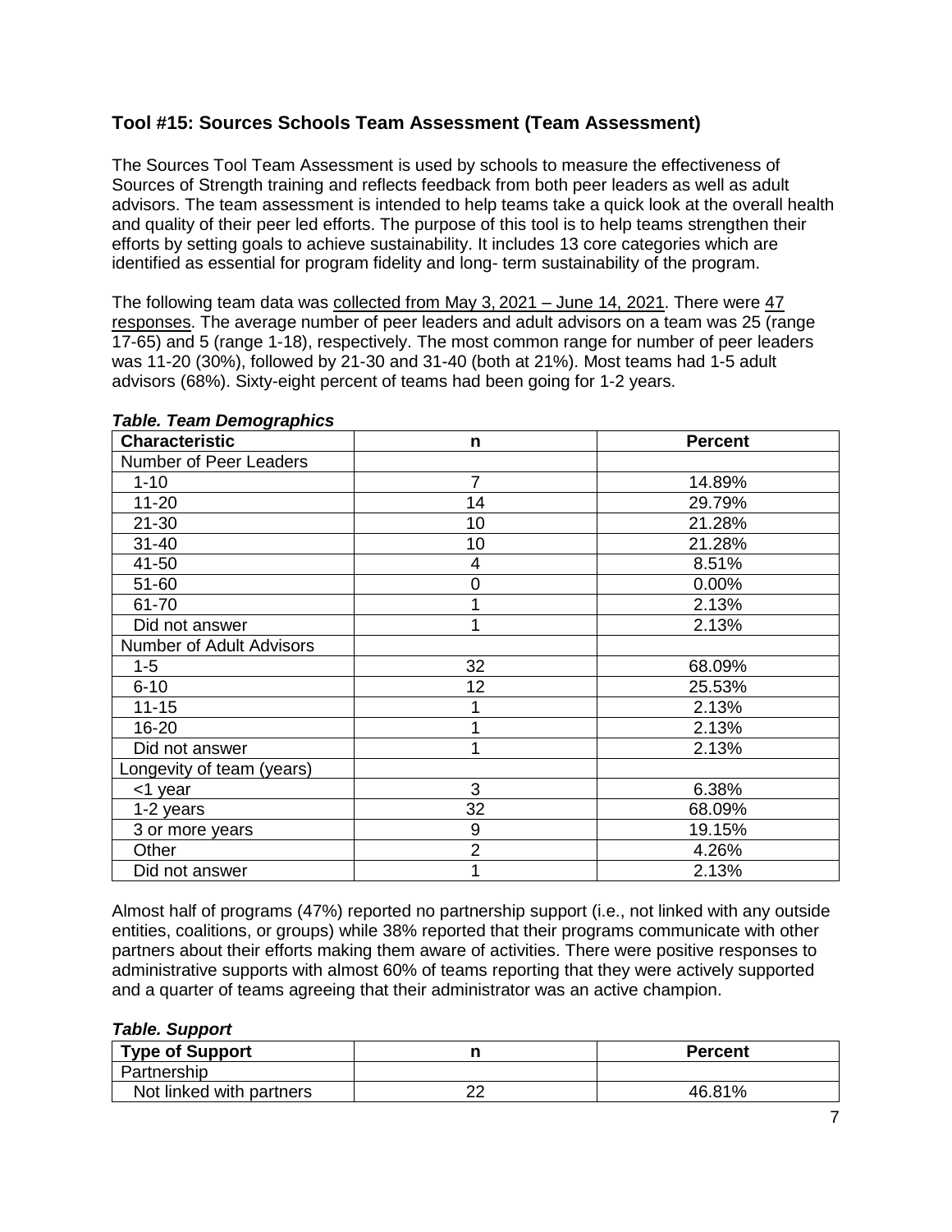### Tool #15: Sources Schools Team Assessment (Team Assessment)

The Sources Tool Team Assessment is used by schools to measure the effectiveness of Sources of Strength training and reflects feedback from both peer leaders as well as adult advisors. The team assessment is intended to help teams take a quick look at the overall health and quality of their peer led efforts. The purpose of this tool is to help teams strengthen their efforts by setting goals to achieve sustainability. It includes 13 core categories which are identified as essential for program fidelity and long- term sustainability of the program.

The following team data was collected from May 3, 2021 – June 14, 2021. There were 47 responses. The average number of peer leaders and adult advisors on a team was 25 (range 17-65) and 5 (range 1-18), respectively. The most common range for number of peer leaders was 11-20 (30%), followed by 21-30 and 31-40 (both at 21%). Most teams had 1-5 adult advisors (68%). Sixty-eight percent of teams had been going for 1-2 years.

***Table. Team Demographics***

| Characteristic | n | Percent |
|---|---|---|
| Number of Peer Leaders | | |
| 1-10 | 7 | 14.89% |
| 11-20 | 14 | 29.79% |
| 21-30 | 10 | 21.28% |
| 31-40 | 10 | 21.28% |
| 41-50 | 4 | 8.51% |
| 51-60 | 0 | 0.00% |
| 61-70 | 1 | 2.13% |
| Did not answer | 1 | 2.13% |
| Number of Adult Advisors | | |
| 1-5 | 32 | 68.09% |
| 6-10 | 12 | 25.53% |
| 11-15 | 1 | 2.13% |
| 16-20 | 1 | 2.13% |
| Did not answer | 1 | 2.13% |
| Longevity of team (years) | | |
| <1 year | 3 | 6.38% |
| 1-2 years | 32 | 68.09% |
| 3 or more years | 9 | 19.15% |
| Other | 2 | 4.26% |
| Did not answer | 1 | 2.13% |

Almost half of programs (47%) reported no partnership support (i.e., not linked with any outside entities, coalitions, or groups) while 38% reported that their programs communicate with other partners about their efforts making them aware of activities. There were positive responses to administrative supports with almost 60% of teams reporting that they were actively supported and a quarter of teams agreeing that their administrator was an active champion.

***Table. Support***

| Type of Support | n | Percent |
|---|---|---|
| Partnership | | |
| Not linked with partners | 22 | 46.81% |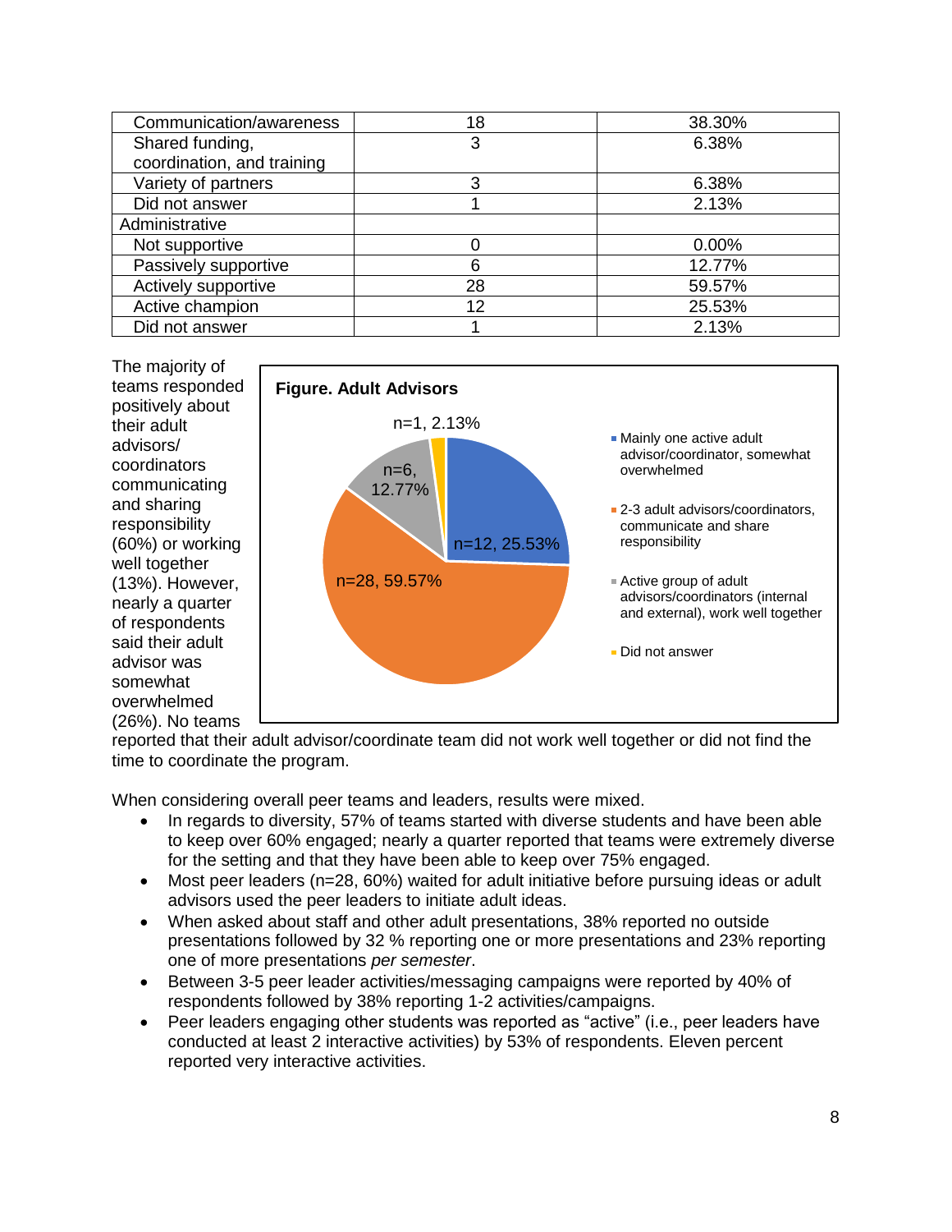| | | |
|---|---|---|
| Communication/awareness | 18 | 38.30% |
| Shared funding, coordination, and training | 3 | 6.38% |
| Variety of partners | 3 | 6.38% |
| Did not answer | 1 | 2.13% |
| Administrative | | |
| Not supportive | 0 | 0.00% |
| Passively supportive | 6 | 12.77% |
| Actively supportive | 28 | 59.57% |
| Active champion | 12 | 25.53% |
| Did not answer | 1 | 2.13% |

**Figure. Adult Advisors**

- Mainly one active adult advisor/coordinator, somewhat overwhelmed: n=12, 25.53%
- 2-3 adult advisors/coordinators, communicate and share responsibility: n=28, 59.57%
- Active group of adult advisors/coordinators (internal and external), work well together: n=6, 12.77%
- Did not answer: n=1, 2.13%

The majority of teams responded positively about their adult advisors/ coordinators communicating and sharing responsibility (60%) or working well together (13%). However, nearly a quarter of respondents said their adult advisor was somewhat overwhelmed (26%). No teams reported that their adult advisor/coordinate team did not work well together or did not find the time to coordinate the program.

When considering overall peer teams and leaders, results were mixed.

- In regards to diversity, 57% of teams started with diverse students and have been able to keep over 60% engaged; nearly a quarter reported that teams were extremely diverse for the setting and that they have been able to keep over 75% engaged.
- Most peer leaders (n=28, 60%) waited for adult initiative before pursuing ideas or adult advisors used the peer leaders to initiate adult ideas.
- When asked about staff and other adult presentations, 38% reported no outside presentations followed by 32 % reporting one or more presentations and 23% reporting one of more presentations *per semester*.
- Between 3-5 peer leader activities/messaging campaigns were reported by 40% of respondents followed by 38% reporting 1-2 activities/campaigns.
- Peer leaders engaging other students was reported as "active" (i.e., peer leaders have conducted at least 2 interactive activities) by 53% of respondents. Eleven percent reported very interactive activities.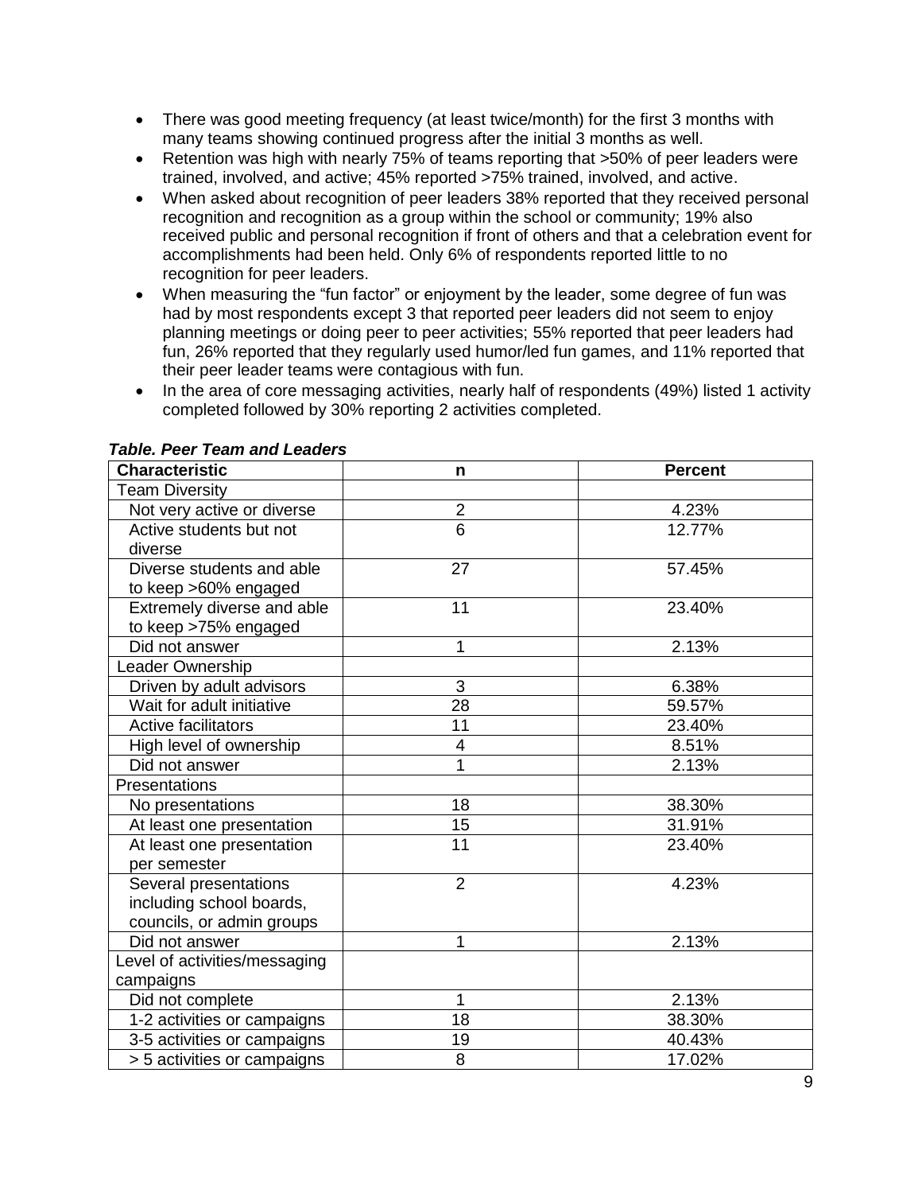- There was good meeting frequency (at least twice/month) for the first 3 months with many teams showing continued progress after the initial 3 months as well.
- Retention was high with nearly 75% of teams reporting that >50% of peer leaders were trained, involved, and active; 45% reported >75% trained, involved, and active.
- When asked about recognition of peer leaders 38% reported that they received personal recognition and recognition as a group within the school or community; 19% also received public and personal recognition if front of others and that a celebration event for accomplishments had been held. Only 6% of respondents reported little to no recognition for peer leaders.
- When measuring the "fun factor" or enjoyment by the leader, some degree of fun was had by most respondents except 3 that reported peer leaders did not seem to enjoy planning meetings or doing peer to peer activities; 55% reported that peer leaders had fun, 26% reported that they regularly used humor/led fun games, and 11% reported that their peer leader teams were contagious with fun.
- In the area of core messaging activities, nearly half of respondents (49%) listed 1 activity completed followed by 30% reporting 2 activities completed.

***Table. Peer Team and Leaders***

| Characteristic | n | Percent |
|---|---|---|
| Team Diversity | | |
| Not very active or diverse | 2 | 4.23% |
| Active students but not diverse | 6 | 12.77% |
| Diverse students and able to keep >60% engaged | 27 | 57.45% |
| Extremely diverse and able to keep >75% engaged | 11 | 23.40% |
| Did not answer | 1 | 2.13% |
| Leader Ownership | | |
| Driven by adult advisors | 3 | 6.38% |
| Wait for adult initiative | 28 | 59.57% |
| Active facilitators | 11 | 23.40% |
| High level of ownership | 4 | 8.51% |
| Did not answer | 1 | 2.13% |
| Presentations | | |
| No presentations | 18 | 38.30% |
| At least one presentation | 15 | 31.91% |
| At least one presentation per semester | 11 | 23.40% |
| Several presentations including school boards, councils, or admin groups | 2 | 4.23% |
| Did not answer | 1 | 2.13% |
| Level of activities/messaging campaigns | | |
| Did not complete | 1 | 2.13% |
| 1-2 activities or campaigns | 18 | 38.30% |
| 3-5 activities or campaigns | 19 | 40.43% |
| > 5 activities or campaigns | 8 | 17.02% |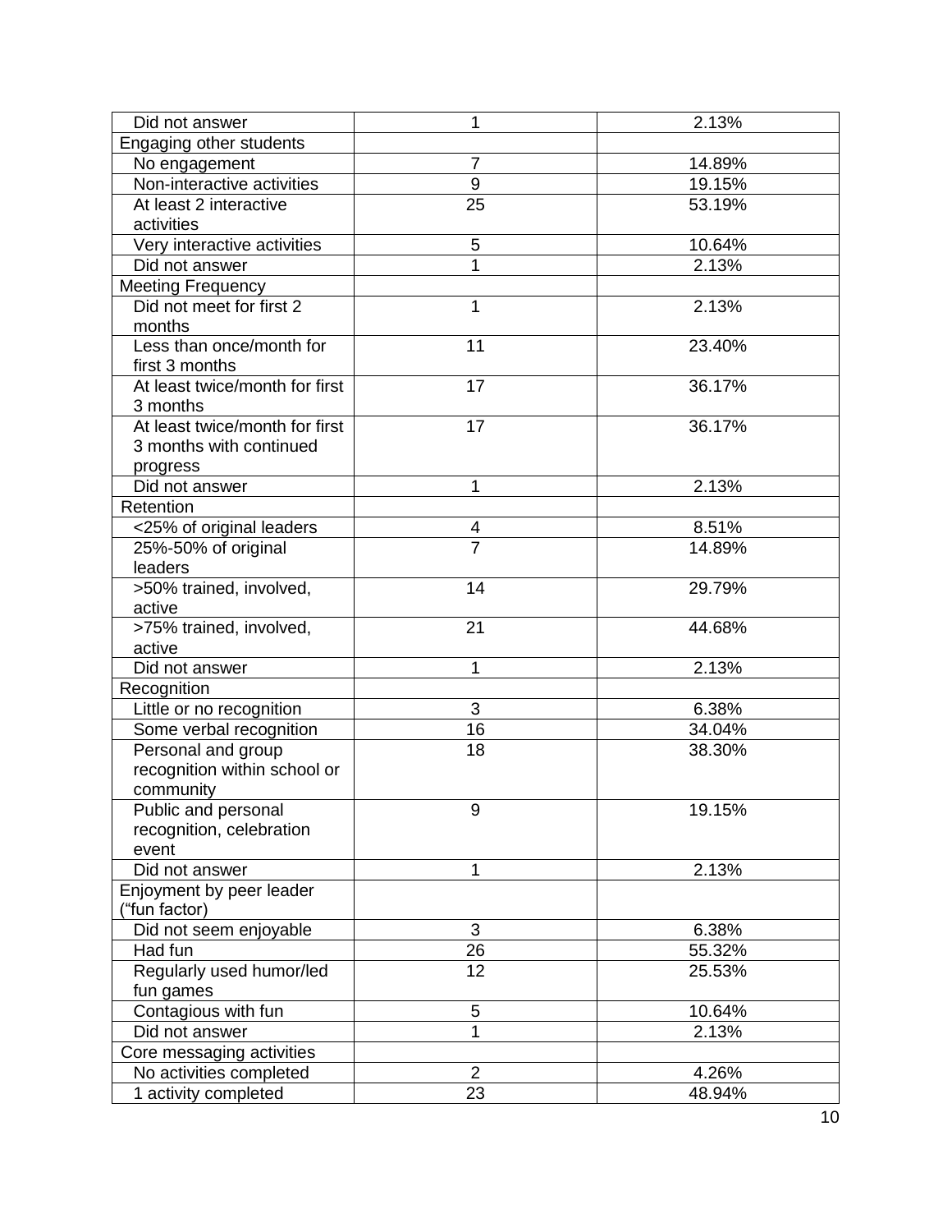| Did not answer | 1 | 2.13% |
|---|---|---|
| Engaging other students | | |
| No engagement | 7 | 14.89% |
| Non-interactive activities | 9 | 19.15% |
| At least 2 interactive activities | 25 | 53.19% |
| Very interactive activities | 5 | 10.64% |
| Did not answer | 1 | 2.13% |
| Meeting Frequency | | |
| Did not meet for first 2 months | 1 | 2.13% |
| Less than once/month for first 3 months | 11 | 23.40% |
| At least twice/month for first 3 months | 17 | 36.17% |
| At least twice/month for first 3 months with continued progress | 17 | 36.17% |
| Did not answer | 1 | 2.13% |
| Retention | | |
| <25% of original leaders | 4 | 8.51% |
| 25%-50% of original leaders | 7 | 14.89% |
| >50% trained, involved, active | 14 | 29.79% |
| >75% trained, involved, active | 21 | 44.68% |
| Did not answer | 1 | 2.13% |
| Recognition | | |
| Little or no recognition | 3 | 6.38% |
| Some verbal recognition | 16 | 34.04% |
| Personal and group recognition within school or community | 18 | 38.30% |
| Public and personal recognition, celebration event | 9 | 19.15% |
| Did not answer | 1 | 2.13% |
| Enjoyment by peer leader ("fun factor) | | |
| Did not seem enjoyable | 3 | 6.38% |
| Had fun | 26 | 55.32% |
| Regularly used humor/led fun games | 12 | 25.53% |
| Contagious with fun | 5 | 10.64% |
| Did not answer | 1 | 2.13% |
| Core messaging activities | | |
| No activities completed | 2 | 4.26% |
| 1 activity completed | 23 | 48.94% |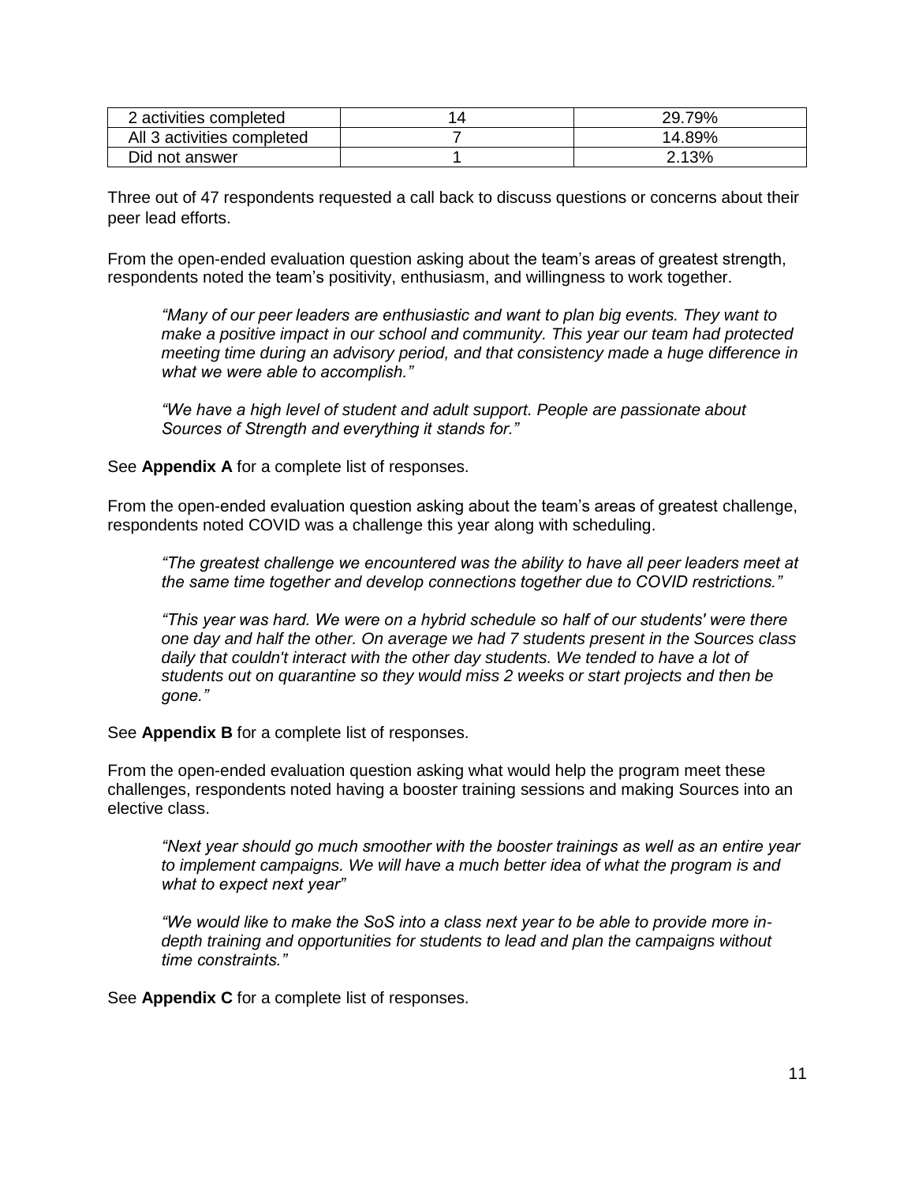| 2 activities completed | 14 | 29.79% |
|---|---|---|
| All 3 activities completed | 7 | 14.89% |
| Did not answer | 1 | 2.13% |

Three out of 47 respondents requested a call back to discuss questions or concerns about their peer lead efforts.

From the open-ended evaluation question asking about the team's areas of greatest strength, respondents noted the team's positivity, enthusiasm, and willingness to work together.

> *"Many of our peer leaders are enthusiastic and want to plan big events. They want to make a positive impact in our school and community. This year our team had protected meeting time during an advisory period, and that consistency made a huge difference in what we were able to accomplish."*
>
> *"We have a high level of student and adult support. People are passionate about Sources of Strength and everything it stands for."*

See **Appendix A** for a complete list of responses.

From the open-ended evaluation question asking about the team's areas of greatest challenge, respondents noted COVID was a challenge this year along with scheduling.

> *"The greatest challenge we encountered was the ability to have all peer leaders meet at the same time together and develop connections together due to COVID restrictions."*
>
> *"This year was hard. We were on a hybrid schedule so half of our students' were there one day and half the other. On average we had 7 students present in the Sources class daily that couldn't interact with the other day students. We tended to have a lot of students out on quarantine so they would miss 2 weeks or start projects and then be gone."*

See **Appendix B** for a complete list of responses.

From the open-ended evaluation question asking what would help the program meet these challenges, respondents noted having a booster training sessions and making Sources into an elective class.

> *"Next year should go much smoother with the booster trainings as well as an entire year to implement campaigns. We will have a much better idea of what the program is and what to expect next year"*
>
> *"We would like to make the SoS into a class next year to be able to provide more in-depth training and opportunities for students to lead and plan the campaigns without time constraints."*

See **Appendix C** for a complete list of responses.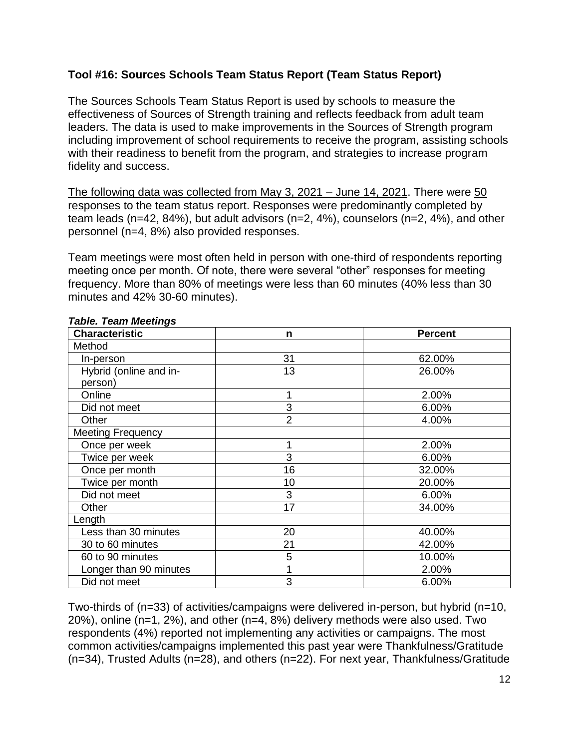### Tool #16: Sources Schools Team Status Report (Team Status Report)

The Sources Schools Team Status Report is used by schools to measure the effectiveness of Sources of Strength training and reflects feedback from adult team leaders. The data is used to make improvements in the Sources of Strength program including improvement of school requirements to receive the program, assisting schools with their readiness to benefit from the program, and strategies to increase program fidelity and success.

The following data was collected from May 3, 2021 – June 14, 2021. There were 50 responses to the team status report. Responses were predominantly completed by team leads (n=42, 84%), but adult advisors (n=2, 4%), counselors (n=2, 4%), and other personnel (n=4, 8%) also provided responses.

Team meetings were most often held in person with one-third of respondents reporting meeting once per month. Of note, there were several "other" responses for meeting frequency. More than 80% of meetings were less than 60 minutes (40% less than 30 minutes and 42% 30-60 minutes).

***Table. Team Meetings***

| Characteristic | n | Percent |
|---|---|---|
| Method | | |
| In-person | 31 | 62.00% |
| Hybrid (online and in-person) | 13 | 26.00% |
| Online | 1 | 2.00% |
| Did not meet | 3 | 6.00% |
| Other | 2 | 4.00% |
| Meeting Frequency | | |
| Once per week | 1 | 2.00% |
| Twice per week | 3 | 6.00% |
| Once per month | 16 | 32.00% |
| Twice per month | 10 | 20.00% |
| Did not meet | 3 | 6.00% |
| Other | 17 | 34.00% |
| Length | | |
| Less than 30 minutes | 20 | 40.00% |
| 30 to 60 minutes | 21 | 42.00% |
| 60 to 90 minutes | 5 | 10.00% |
| Longer than 90 minutes | 1 | 2.00% |
| Did not meet | 3 | 6.00% |

Two-thirds of (n=33) of activities/campaigns were delivered in-person, but hybrid (n=10, 20%), online (n=1, 2%), and other (n=4, 8%) delivery methods were also used. Two respondents (4%) reported not implementing any activities or campaigns. The most common activities/campaigns implemented this past year were Thankfulness/Gratitude (n=34), Trusted Adults (n=28), and others (n=22). For next year, Thankfulness/Gratitude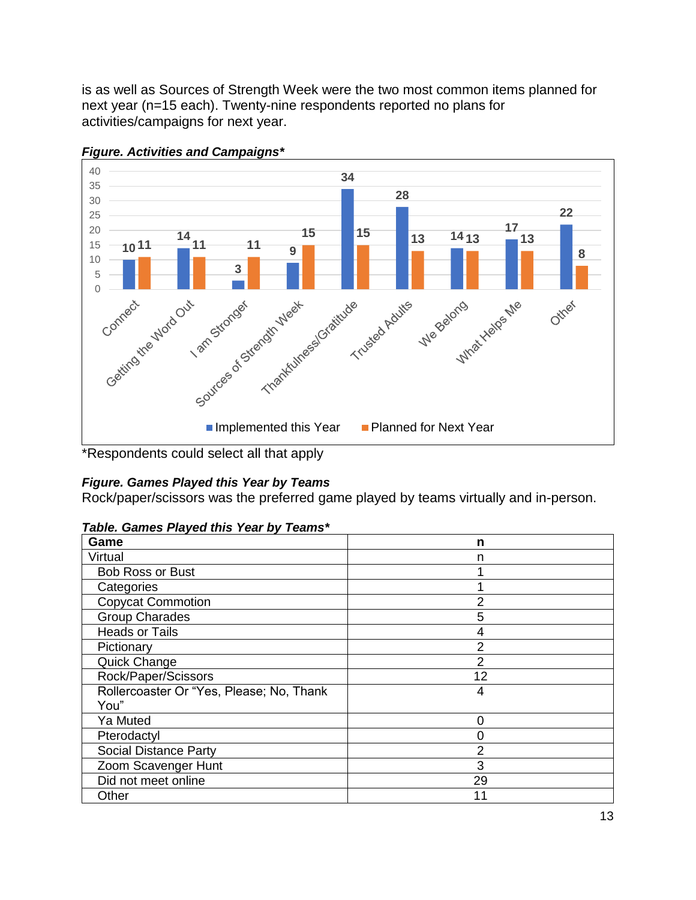is as well as Sources of Strength Week were the two most common items planned for next year (n=15 each). Twenty-nine respondents reported no plans for activities/campaigns for next year.

***Figure. Activities and Campaigns****

| Activity | Implemented this Year | Planned for Next Year |
|---|---|---|
| Connect | 10 | 11 |
| Getting the Word Out | 14 | 11 |
| I am Stronger | 3 | 11 |
| Sources of Strength Week | 9 | 15 |
| Thankfulness/Gratitude | 34 | 15 |
| Trusted Adults | 28 | 13 |
| We Belong | 14 | 13 |
| What Helps Me | 17 | 13 |
| Other | 22 | 8 |

*Respondents could select all that apply

***Figure. Games Played this Year by Teams***

Rock/paper/scissors was the preferred game played by teams virtually and in-person.

***Table. Games Played this Year by Teams****

| Game | n |
|---|---|
| Virtual | n |
| Bob Ross or Bust | 1 |
| Categories | 1 |
| Copycat Commotion | 2 |
| Group Charades | 5 |
| Heads or Tails | 4 |
| Pictionary | 2 |
| Quick Change | 2 |
| Rock/Paper/Scissors | 12 |
| Rollercoaster Or "Yes, Please; No, Thank You" | 4 |
| Ya Muted | 0 |
| Pterodactyl | 0 |
| Social Distance Party | 2 |
| Zoom Scavenger Hunt | 3 |
| Did not meet online | 29 |
| Other | 11 |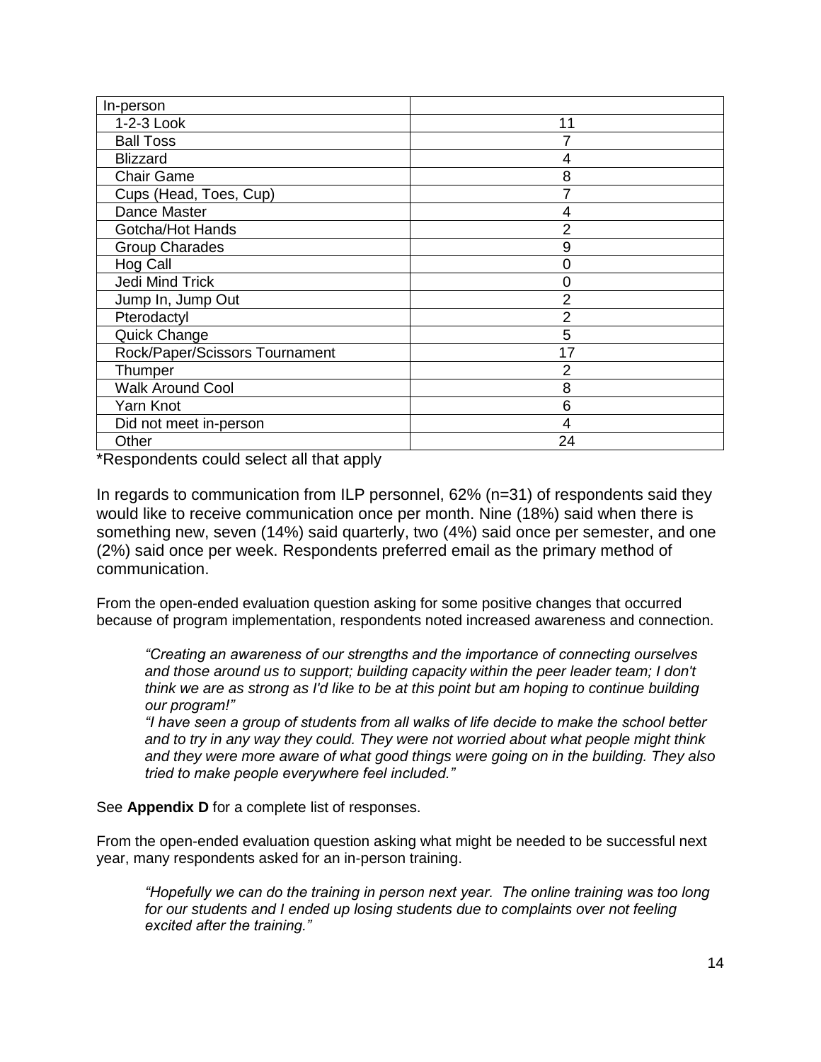| In-person | |
|---|---|
| 1-2-3 Look | 11 |
| Ball Toss | 7 |
| Blizzard | 4 |
| Chair Game | 8 |
| Cups (Head, Toes, Cup) | 7 |
| Dance Master | 4 |
| Gotcha/Hot Hands | 2 |
| Group Charades | 9 |
| Hog Call | 0 |
| Jedi Mind Trick | 0 |
| Jump In, Jump Out | 2 |
| Pterodactyl | 2 |
| Quick Change | 5 |
| Rock/Paper/Scissors Tournament | 17 |
| Thumper | 2 |
| Walk Around Cool | 8 |
| Yarn Knot | 6 |
| Did not meet in-person | 4 |
| Other | 24 |

*Respondents could select all that apply

In regards to communication from ILP personnel, 62% (n=31) of respondents said they would like to receive communication once per month. Nine (18%) said when there is something new, seven (14%) said quarterly, two (4%) said once per semester, and one (2%) said once per week. Respondents preferred email as the primary method of communication.

From the open-ended evaluation question asking for some positive changes that occurred because of program implementation, respondents noted increased awareness and connection.

> *"Creating an awareness of our strengths and the importance of connecting ourselves and those around us to support; building capacity within the peer leader team; I don't think we are as strong as I'd like to be at this point but am hoping to continue building our program!"*
>
> *"I have seen a group of students from all walks of life decide to make the school better and to try in any way they could. They were not worried about what people might think and they were more aware of what good things were going on in the building. They also tried to make people everywhere feel included."*

See **Appendix D** for a complete list of responses.

From the open-ended evaluation question asking what might be needed to be successful next year, many respondents asked for an in-person training.

> *"Hopefully we can do the training in person next year. The online training was too long for our students and I ended up losing students due to complaints over not feeling excited after the training."*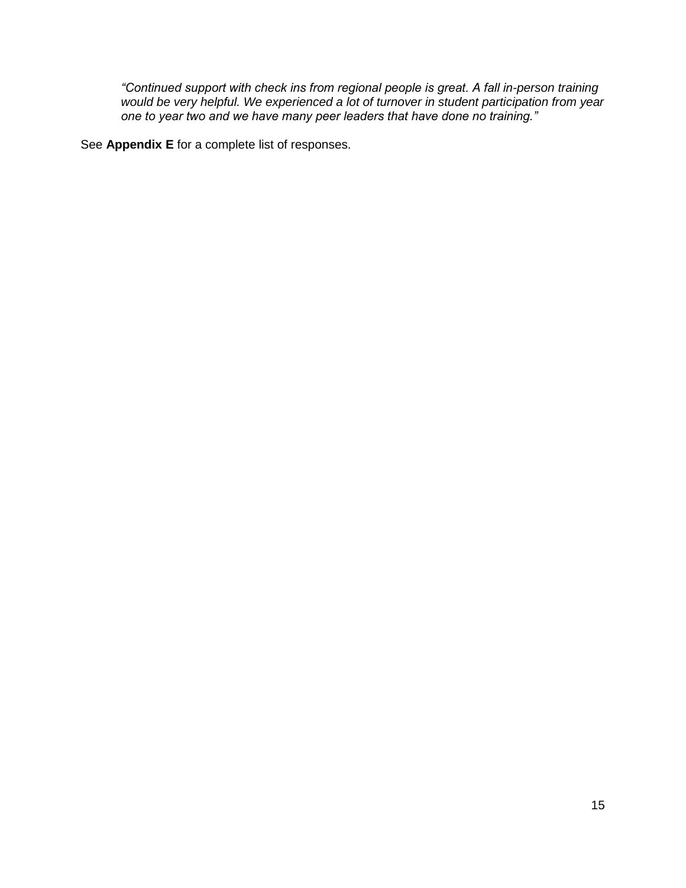> *"Continued support with check ins from regional people is great. A fall in-person training would be very helpful. We experienced a lot of turnover in student participation from year one to year two and we have many peer leaders that have done no training."*

See **Appendix E** for a complete list of responses.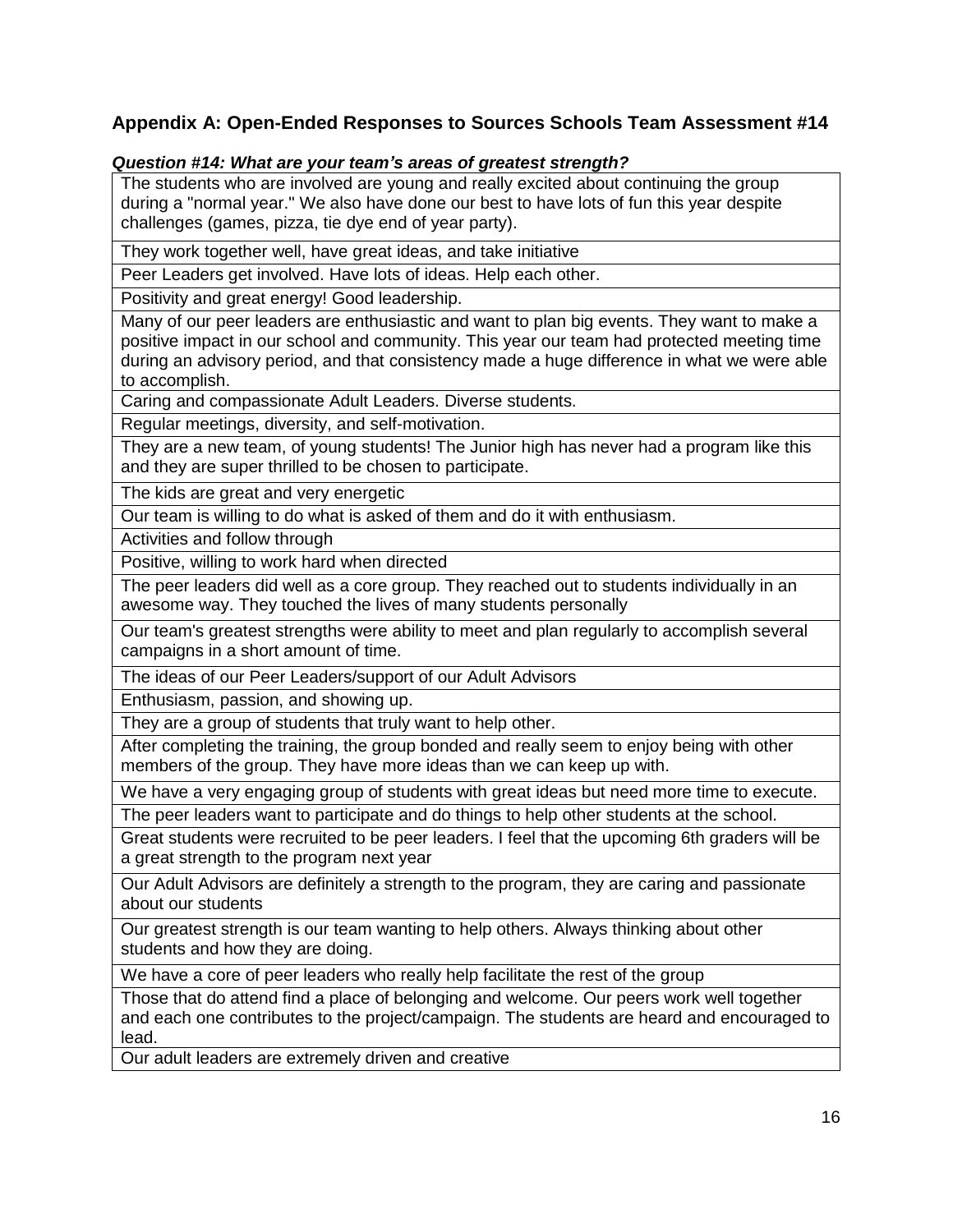## Appendix A: Open-Ended Responses to Sources Schools Team Assessment #14

***Question #14: What are your team's areas of greatest strength?***

| |
|---|
| The students who are involved are young and really excited about continuing the group during a "normal year." We also have done our best to have lots of fun this year despite challenges (games, pizza, tie dye end of year party). |
| They work together well, have great ideas, and take initiative |
| Peer Leaders get involved. Have lots of ideas. Help each other. |
| Positivity and great energy! Good leadership. |
| Many of our peer leaders are enthusiastic and want to plan big events. They want to make a positive impact in our school and community. This year our team had protected meeting time during an advisory period, and that consistency made a huge difference in what we were able to accomplish. |
| Caring and compassionate Adult Leaders. Diverse students. |
| Regular meetings, diversity, and self-motivation. |
| They are a new team, of young students! The Junior high has never had a program like this and they are super thrilled to be chosen to participate. |
| The kids are great and very energetic |
| Our team is willing to do what is asked of them and do it with enthusiasm. |
| Activities and follow through |
| Positive, willing to work hard when directed |
| The peer leaders did well as a core group. They reached out to students individually in an awesome way. They touched the lives of many students personally |
| Our team's greatest strengths were ability to meet and plan regularly to accomplish several campaigns in a short amount of time. |
| The ideas of our Peer Leaders/support of our Adult Advisors |
| Enthusiasm, passion, and showing up. |
| They are a group of students that truly want to help other. |
| After completing the training, the group bonded and really seem to enjoy being with other members of the group. They have more ideas than we can keep up with. |
| We have a very engaging group of students with great ideas but need more time to execute. |
| The peer leaders want to participate and do things to help other students at the school. |
| Great students were recruited to be peer leaders. I feel that the upcoming 6th graders will be a great strength to the program next year |
| Our Adult Advisors are definitely a strength to the program, they are caring and passionate about our students |
| Our greatest strength is our team wanting to help others. Always thinking about other students and how they are doing. |
| We have a core of peer leaders who really help facilitate the rest of the group |
| Those that do attend find a place of belonging and welcome. Our peers work well together and each one contributes to the project/campaign. The students are heard and encouraged to lead. |
| Our adult leaders are extremely driven and creative |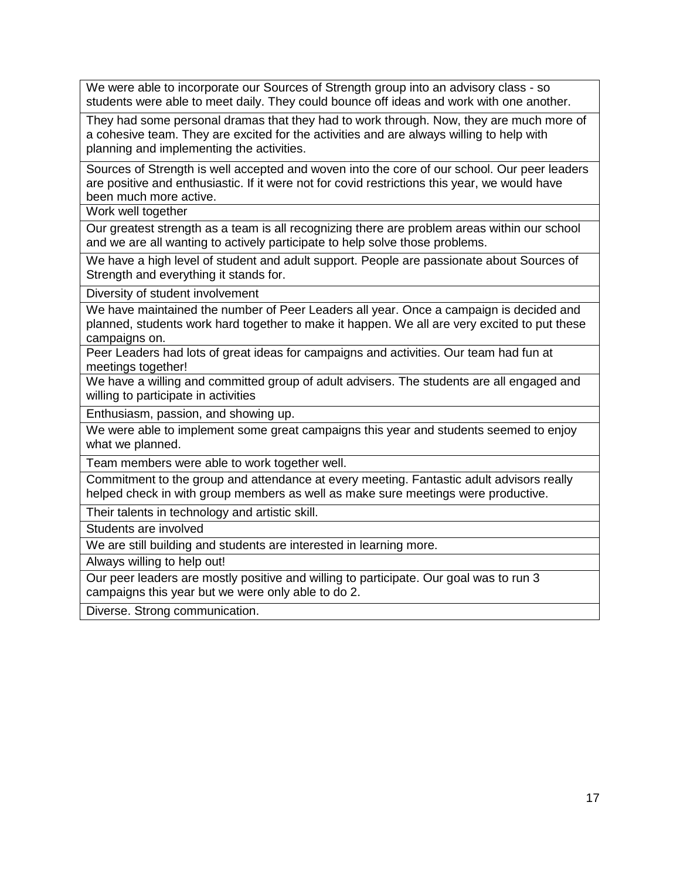| |
|---|
| We were able to incorporate our Sources of Strength group into an advisory class - so students were able to meet daily. They could bounce off ideas and work with one another. |
| They had some personal dramas that they had to work through. Now, they are much more of a cohesive team. They are excited for the activities and are always willing to help with planning and implementing the activities. |
| Sources of Strength is well accepted and woven into the core of our school. Our peer leaders are positive and enthusiastic. If it were not for covid restrictions this year, we would have been much more active. |
| Work well together |
| Our greatest strength as a team is all recognizing there are problem areas within our school and we are all wanting to actively participate to help solve those problems. |
| We have a high level of student and adult support. People are passionate about Sources of Strength and everything it stands for. |
| Diversity of student involvement |
| We have maintained the number of Peer Leaders all year. Once a campaign is decided and planned, students work hard together to make it happen. We all are very excited to put these campaigns on. |
| Peer Leaders had lots of great ideas for campaigns and activities. Our team had fun at meetings together! |
| We have a willing and committed group of adult advisers. The students are all engaged and willing to participate in activities |
| Enthusiasm, passion, and showing up. |
| We were able to implement some great campaigns this year and students seemed to enjoy what we planned. |
| Team members were able to work together well. |
| Commitment to the group and attendance at every meeting. Fantastic adult advisors really helped check in with group members as well as make sure meetings were productive. |
| Their talents in technology and artistic skill. |
| Students are involved |
| We are still building and students are interested in learning more. |
| Always willing to help out! |
| Our peer leaders are mostly positive and willing to participate. Our goal was to run 3 campaigns this year but we were only able to do 2. |
| Diverse. Strong communication. |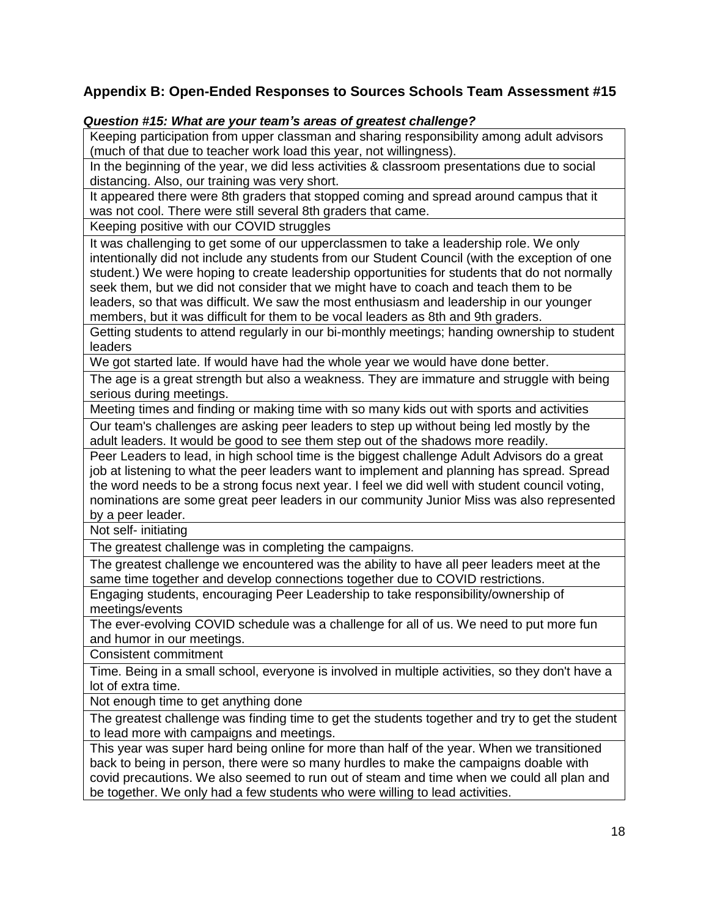## Appendix B: Open-Ended Responses to Sources Schools Team Assessment #15

***Question #15: What are your team's areas of greatest challenge?***

| |
|---|
| Keeping participation from upper classman and sharing responsibility among adult advisors (much of that due to teacher work load this year, not willingness). |
| In the beginning of the year, we did less activities & classroom presentations due to social distancing. Also, our training was very short. |
| It appeared there were 8th graders that stopped coming and spread around campus that it was not cool. There were still several 8th graders that came. |
| Keeping positive with our COVID struggles |
| It was challenging to get some of our upperclassmen to take a leadership role. We only intentionally did not include any students from our Student Council (with the exception of one student.) We were hoping to create leadership opportunities for students that do not normally seek them, but we did not consider that we might have to coach and teach them to be leaders, so that was difficult. We saw the most enthusiasm and leadership in our younger members, but it was difficult for them to be vocal leaders as 8th and 9th graders. |
| Getting students to attend regularly in our bi-monthly meetings; handing ownership to student leaders |
| We got started late. If would have had the whole year we would have done better. |
| The age is a great strength but also a weakness. They are immature and struggle with being serious during meetings. |
| Meeting times and finding or making time with so many kids out with sports and activities |
| Our team's challenges are asking peer leaders to step up without being led mostly by the adult leaders. It would be good to see them step out of the shadows more readily. |
| Peer Leaders to lead, in high school time is the biggest challenge Adult Advisors do a great job at listening to what the peer leaders want to implement and planning has spread. Spread the word needs to be a strong focus next year. I feel we did well with student council voting, nominations are some great peer leaders in our community Junior Miss was also represented by a peer leader. |
| Not self- initiating |
| The greatest challenge was in completing the campaigns. |
| The greatest challenge we encountered was the ability to have all peer leaders meet at the same time together and develop connections together due to COVID restrictions. |
| Engaging students, encouraging Peer Leadership to take responsibility/ownership of meetings/events |
| The ever-evolving COVID schedule was a challenge for all of us. We need to put more fun and humor in our meetings. |
| Consistent commitment |
| Time. Being in a small school, everyone is involved in multiple activities, so they don't have a lot of extra time. |
| Not enough time to get anything done |
| The greatest challenge was finding time to get the students together and try to get the student to lead more with campaigns and meetings. |
| This year was super hard being online for more than half of the year. When we transitioned back to being in person, there were so many hurdles to make the campaigns doable with covid precautions. We also seemed to run out of steam and time when we could all plan and be together. We only had a few students who were willing to lead activities. |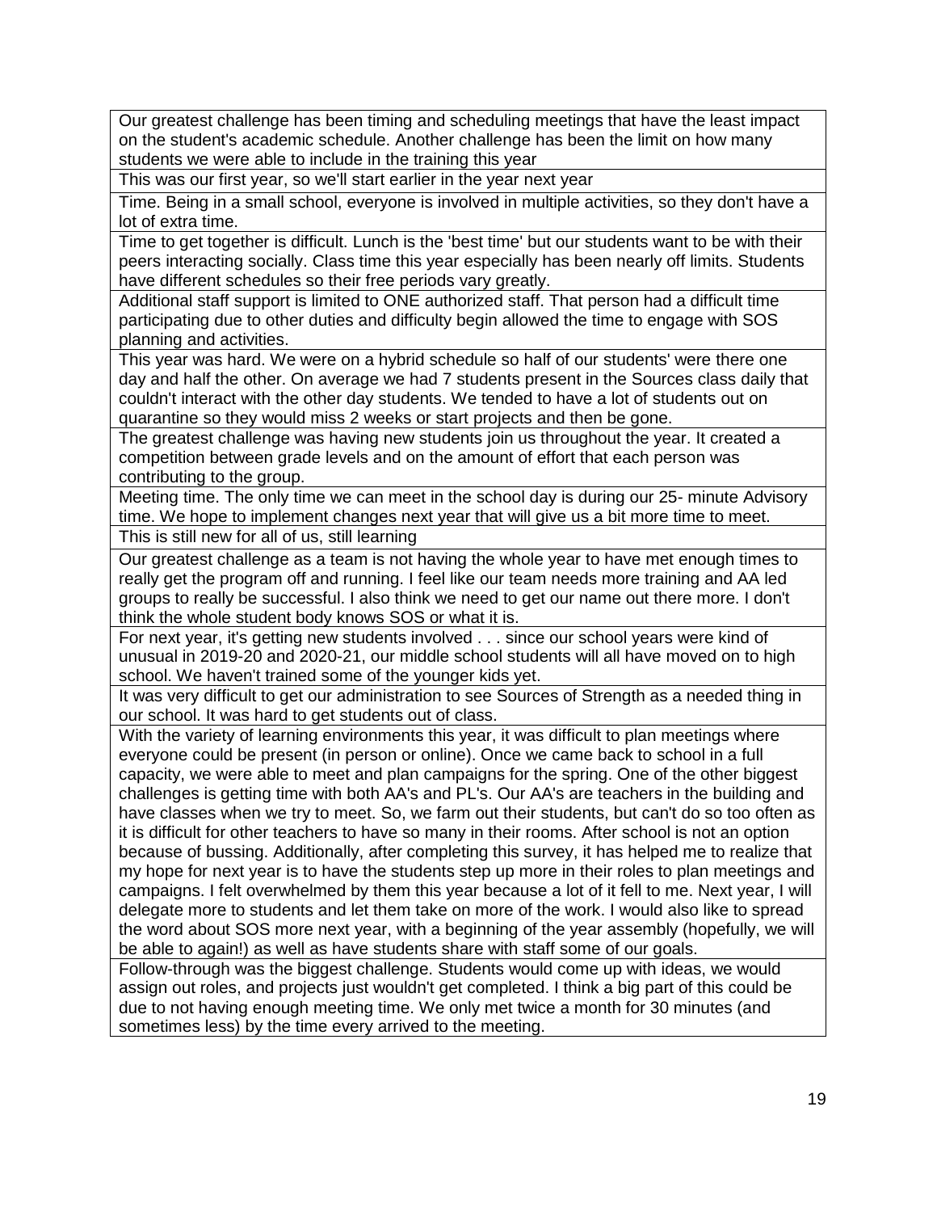| |
|---|
| Our greatest challenge has been timing and scheduling meetings that have the least impact on the student's academic schedule. Another challenge has been the limit on how many students we were able to include in the training this year |
| This was our first year, so we'll start earlier in the year next year |
| Time. Being in a small school, everyone is involved in multiple activities, so they don't have a lot of extra time. |
| Time to get together is difficult. Lunch is the 'best time' but our students want to be with their peers interacting socially. Class time this year especially has been nearly off limits. Students have different schedules so their free periods vary greatly. |
| Additional staff support is limited to ONE authorized staff. That person had a difficult time participating due to other duties and difficulty begin allowed the time to engage with SOS planning and activities. |
| This year was hard. We were on a hybrid schedule so half of our students' were there one day and half the other. On average we had 7 students present in the Sources class daily that couldn't interact with the other day students. We tended to have a lot of students out on quarantine so they would miss 2 weeks or start projects and then be gone. |
| The greatest challenge was having new students join us throughout the year. It created a competition between grade levels and on the amount of effort that each person was contributing to the group. |
| Meeting time. The only time we can meet in the school day is during our 25- minute Advisory time. We hope to implement changes next year that will give us a bit more time to meet. |
| This is still new for all of us, still learning |
| Our greatest challenge as a team is not having the whole year to have met enough times to really get the program off and running. I feel like our team needs more training and AA led groups to really be successful. I also think we need to get our name out there more. I don't think the whole student body knows SOS or what it is. |
| For next year, it's getting new students involved . . . since our school years were kind of unusual in 2019-20 and 2020-21, our middle school students will all have moved on to high school. We haven't trained some of the younger kids yet. |
| It was very difficult to get our administration to see Sources of Strength as a needed thing in our school. It was hard to get students out of class. |
| With the variety of learning environments this year, it was difficult to plan meetings where everyone could be present (in person or online). Once we came back to school in a full capacity, we were able to meet and plan campaigns for the spring. One of the other biggest challenges is getting time with both AA's and PL's. Our AA's are teachers in the building and have classes when we try to meet. So, we farm out their students, but can't do so too often as it is difficult for other teachers to have so many in their rooms. After school is not an option because of bussing. Additionally, after completing this survey, it has helped me to realize that my hope for next year is to have the students step up more in their roles to plan meetings and campaigns. I felt overwhelmed by them this year because a lot of it fell to me. Next year, I will delegate more to students and let them take on more of the work. I would also like to spread the word about SOS more next year, with a beginning of the year assembly (hopefully, we will be able to again!) as well as have students share with staff some of our goals. |
| Follow-through was the biggest challenge. Students would come up with ideas, we would assign out roles, and projects just wouldn't get completed. I think a big part of this could be due to not having enough meeting time. We only met twice a month for 30 minutes (and sometimes less) by the time every arrived to the meeting. |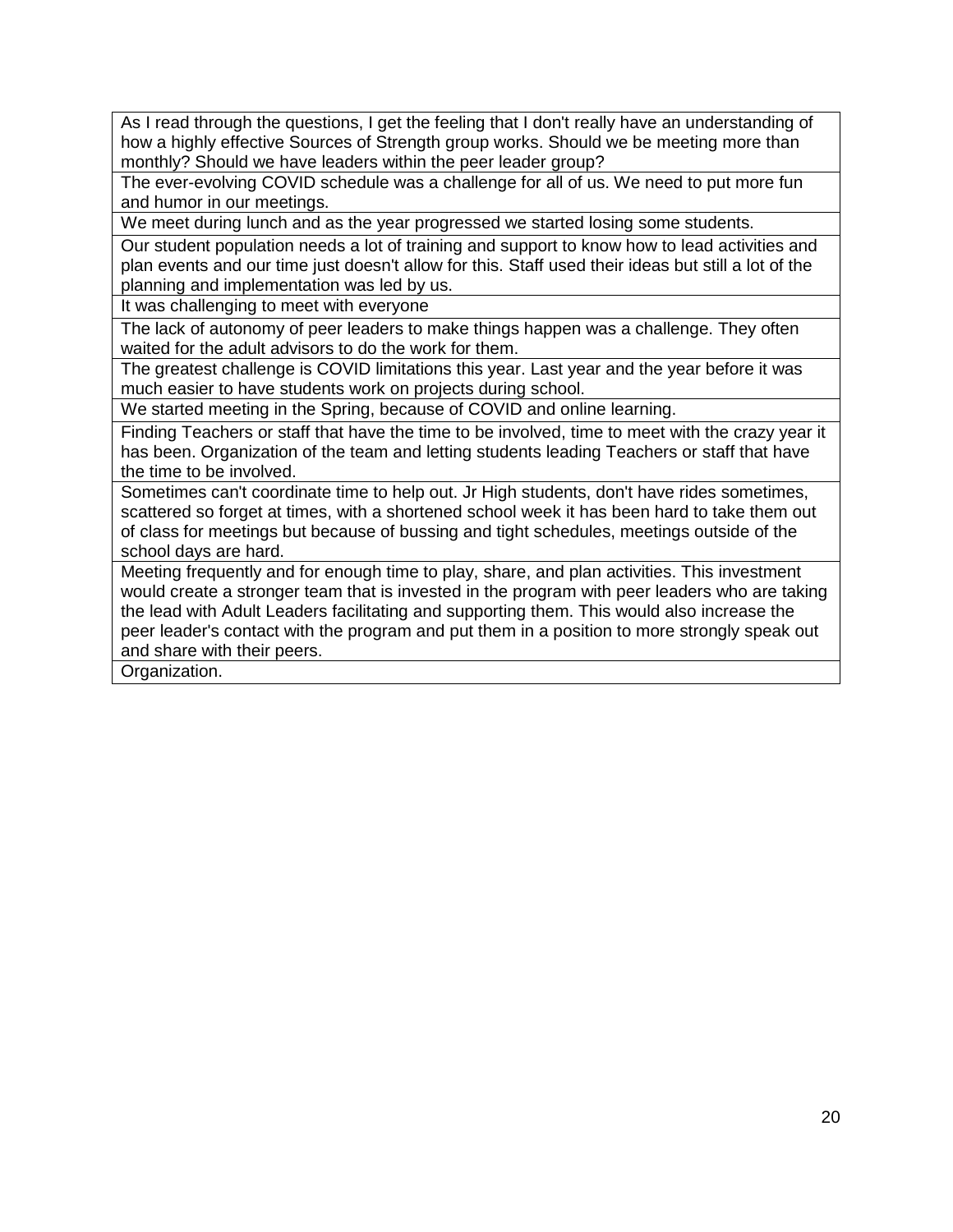| As I read through the questions, I get the feeling that I don't really have an understanding of how a highly effective Sources of Strength group works. Should we be meeting more than monthly? Should we have leaders within the peer leader group? |
|---|
| The ever-evolving COVID schedule was a challenge for all of us. We need to put more fun and humor in our meetings. |
| We meet during lunch and as the year progressed we started losing some students. |
| Our student population needs a lot of training and support to know how to lead activities and plan events and our time just doesn't allow for this. Staff used their ideas but still a lot of the planning and implementation was led by us. |
| It was challenging to meet with everyone |
| The lack of autonomy of peer leaders to make things happen was a challenge. They often waited for the adult advisors to do the work for them. |
| The greatest challenge is COVID limitations this year. Last year and the year before it was much easier to have students work on projects during school. |
| We started meeting in the Spring, because of COVID and online learning. |
| Finding Teachers or staff that have the time to be involved, time to meet with the crazy year it has been. Organization of the team and letting students leading Teachers or staff that have the time to be involved. |
| Sometimes can't coordinate time to help out. Jr High students, don't have rides sometimes, scattered so forget at times, with a shortened school week it has been hard to take them out of class for meetings but because of bussing and tight schedules, meetings outside of the school days are hard. |
| Meeting frequently and for enough time to play, share, and plan activities. This investment would create a stronger team that is invested in the program with peer leaders who are taking the lead with Adult Leaders facilitating and supporting them. This would also increase the peer leader's contact with the program and put them in a position to more strongly speak out and share with their peers. |
| Organization. |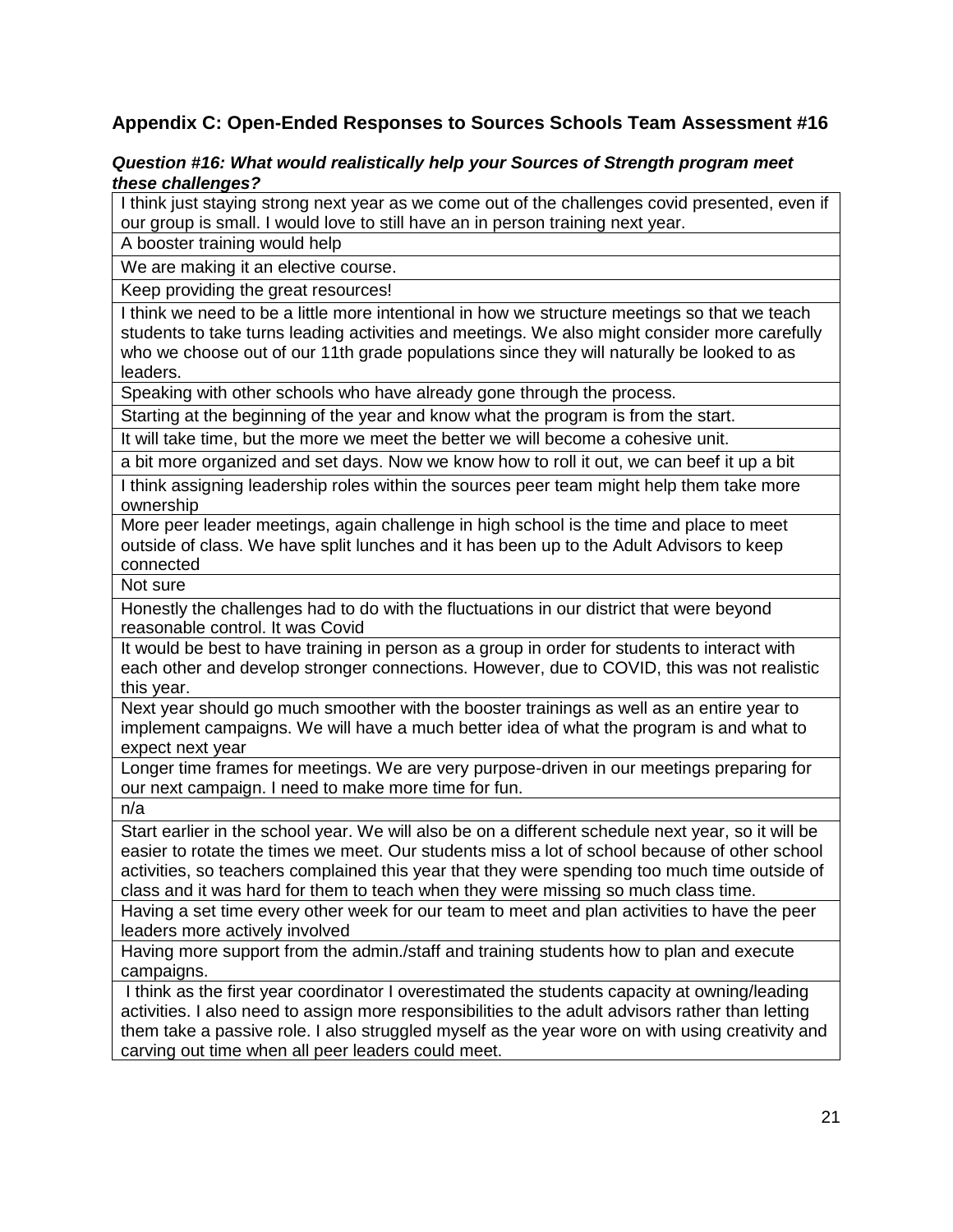## Appendix C: Open-Ended Responses to Sources Schools Team Assessment #16

***Question #16: What would realistically help your Sources of Strength program meet these challenges?***

| |
|---|
| I think just staying strong next year as we come out of the challenges covid presented, even if our group is small. I would love to still have an in person training next year. |
| A booster training would help |
| We are making it an elective course. |
| Keep providing the great resources! |
| I think we need to be a little more intentional in how we structure meetings so that we teach students to take turns leading activities and meetings. We also might consider more carefully who we choose out of our 11th grade populations since they will naturally be looked to as leaders. |
| Speaking with other schools who have already gone through the process. |
| Starting at the beginning of the year and know what the program is from the start. |
| It will take time, but the more we meet the better we will become a cohesive unit. |
| a bit more organized and set days. Now we know how to roll it out, we can beef it up a bit |
| I think assigning leadership roles within the sources peer team might help them take more ownership |
| More peer leader meetings, again challenge in high school is the time and place to meet outside of class. We have split lunches and it has been up to the Adult Advisors to keep connected |
| Not sure |
| Honestly the challenges had to do with the fluctuations in our district that were beyond reasonable control. It was Covid |
| It would be best to have training in person as a group in order for students to interact with each other and develop stronger connections. However, due to COVID, this was not realistic this year. |
| Next year should go much smoother with the booster trainings as well as an entire year to implement campaigns. We will have a much better idea of what the program is and what to expect next year |
| Longer time frames for meetings. We are very purpose-driven in our meetings preparing for our next campaign. I need to make more time for fun. |
| n/a |
| Start earlier in the school year. We will also be on a different schedule next year, so it will be easier to rotate the times we meet. Our students miss a lot of school because of other school activities, so teachers complained this year that they were spending too much time outside of class and it was hard for them to teach when they were missing so much class time. |
| Having a set time every other week for our team to meet and plan activities to have the peer leaders more actively involved |
| Having more support from the admin./staff and training students how to plan and execute campaigns. |
| I think as the first year coordinator I overestimated the students capacity at owning/leading activities. I also need to assign more responsibilities to the adult advisors rather than letting them take a passive role. I also struggled myself as the year wore on with using creativity and carving out time when all peer leaders could meet. |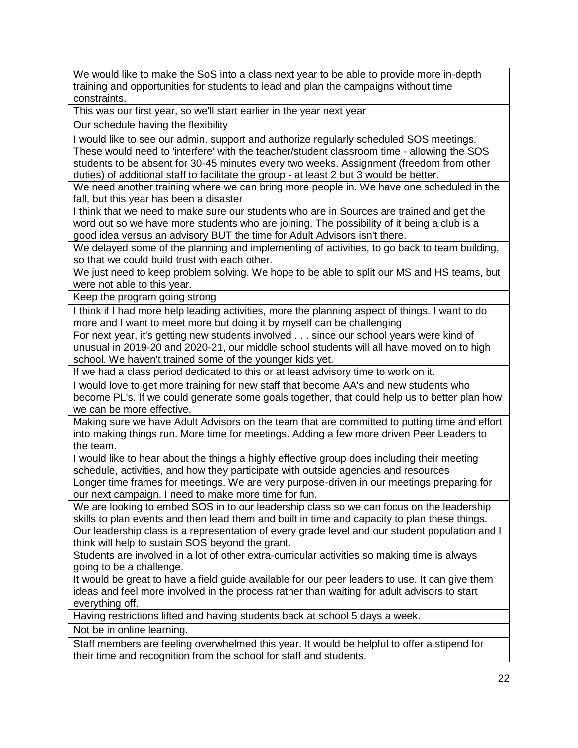| |
|---|
| We would like to make the SoS into a class next year to be able to provide more in-depth training and opportunities for students to lead and plan the campaigns without time constraints. |
| This was our first year, so we'll start earlier in the year next year |
| Our schedule having the flexibility |
| I would like to see our admin. support and authorize regularly scheduled SOS meetings. These would need to 'interfere' with the teacher/student classroom time - allowing the SOS students to be absent for 30-45 minutes every two weeks. Assignment (freedom from other duties) of additional staff to facilitate the group - at least 2 but 3 would be better. |
| We need another training where we can bring more people in. We have one scheduled in the fall, but this year has been a disaster |
| I think that we need to make sure our students who are in Sources are trained and get the word out so we have more students who are joining. The possibility of it being a club is a good idea versus an advisory BUT the time for Adult Advisors isn't there. |
| We delayed some of the planning and implementing of activities, to go back to team building, so that we could build trust with each other. |
| We just need to keep problem solving. We hope to be able to split our MS and HS teams, but were not able to this year. |
| Keep the program going strong |
| I think if I had more help leading activities, more the planning aspect of things. I want to do more and I want to meet more but doing it by myself can be challenging |
| For next year, it's getting new students involved . . . since our school years were kind of unusual in 2019-20 and 2020-21, our middle school students will all have moved on to high school. We haven't trained some of the younger kids yet. |
| If we had a class period dedicated to this or at least advisory time to work on it. |
| I would love to get more training for new staff that become AA's and new students who become PL's. If we could generate some goals together, that could help us to better plan how we can be more effective. |
| Making sure we have Adult Advisors on the team that are committed to putting time and effort into making things run. More time for meetings. Adding a few more driven Peer Leaders to the team. |
| I would like to hear about the things a highly effective group does including their meeting schedule, activities, and how they participate with outside agencies and resources |
| Longer time frames for meetings. We are very purpose-driven in our meetings preparing for our next campaign. I need to make more time for fun. |
| We are looking to embed SOS in to our leadership class so we can focus on the leadership skills to plan events and then lead them and built in time and capacity to plan these things. Our leadership class is a representation of every grade level and our student population and I think will help to sustain SOS beyond the grant. |
| Students are involved in a lot of other extra-curricular activities so making time is always going to be a challenge. |
| It would be great to have a field guide available for our peer leaders to use. It can give them ideas and feel more involved in the process rather than waiting for adult advisors to start everything off. |
| Having restrictions lifted and having students back at school 5 days a week. |
| Not be in online learning. |
| Staff members are feeling overwhelmed this year. It would be helpful to offer a stipend for their time and recognition from the school for staff and students. |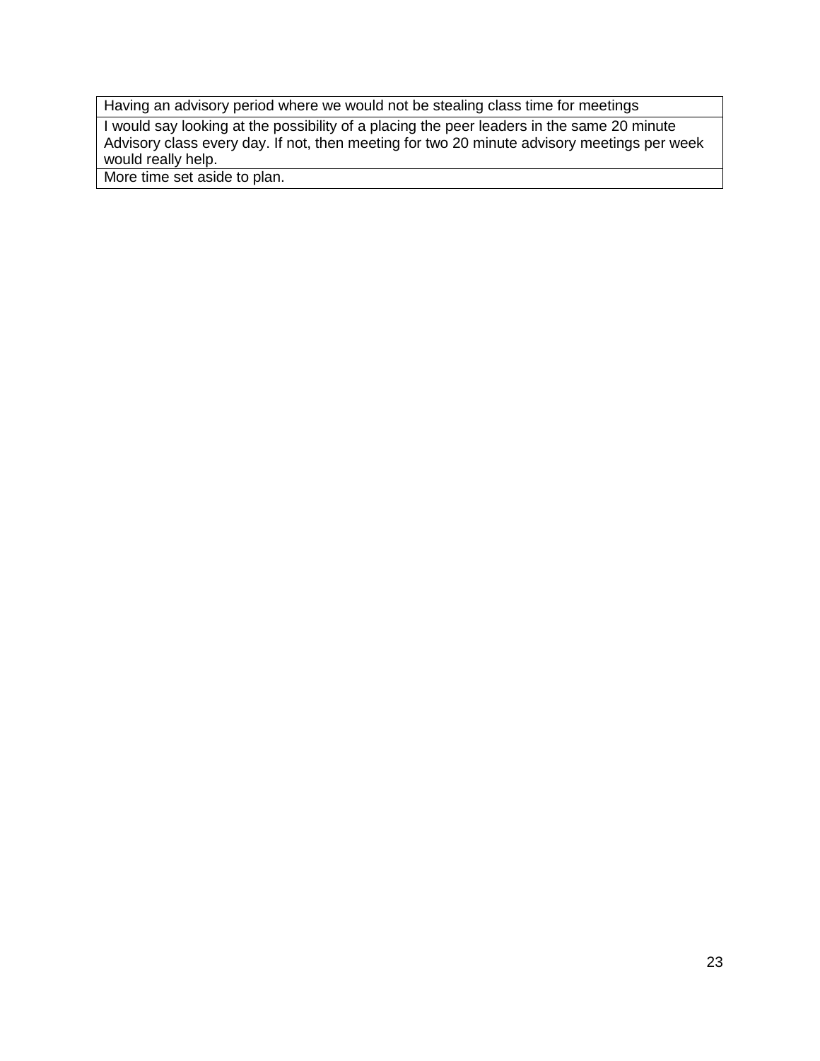| Having an advisory period where we would not be stealing class time for meetings |
| --- |
| I would say looking at the possibility of a placing the peer leaders in the same 20 minute Advisory class every day. If not, then meeting for two 20 minute advisory meetings per week would really help. |
| More time set aside to plan. |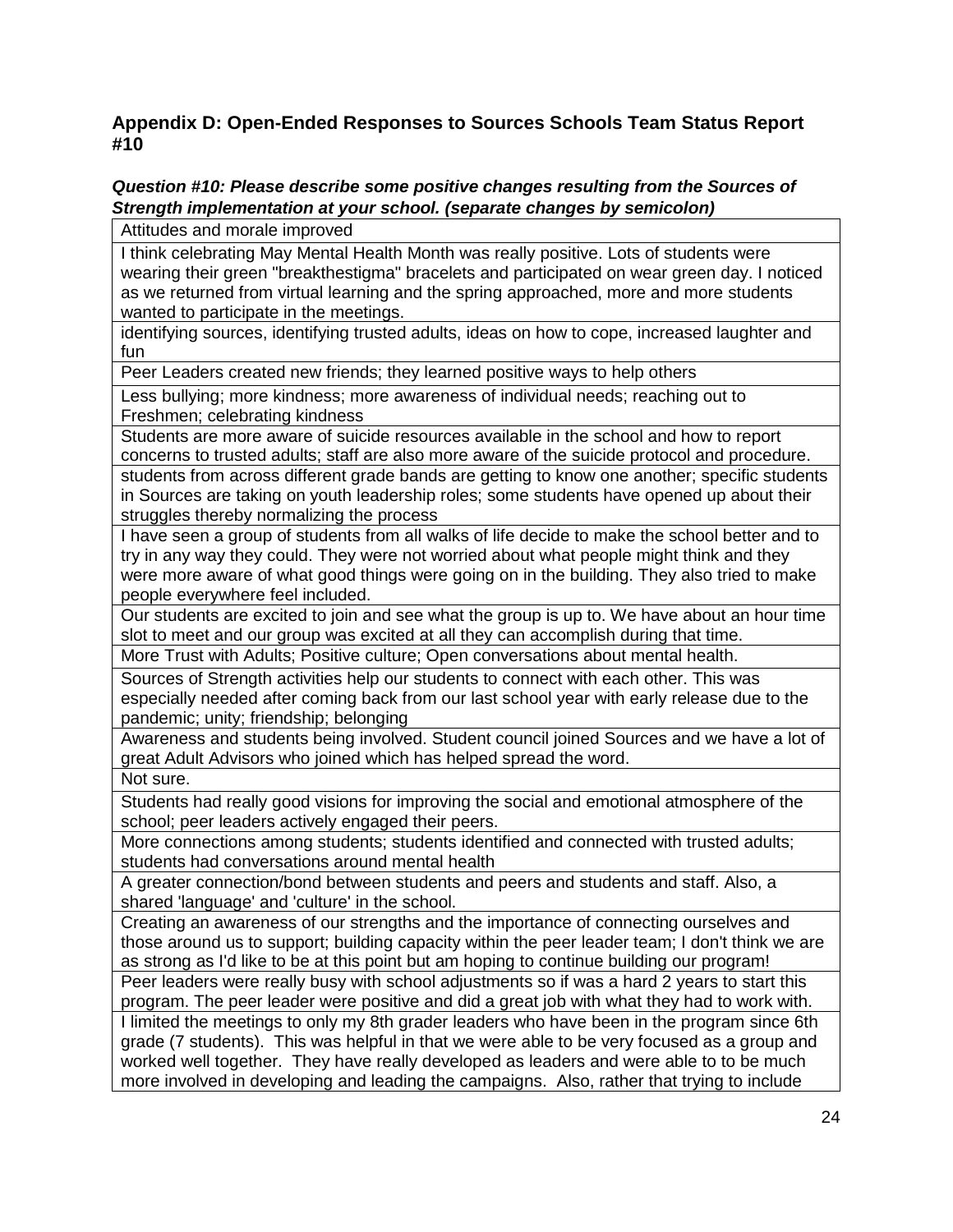### Appendix D: Open-Ended Responses to Sources Schools Team Status Report #10

***Question #10: Please describe some positive changes resulting from the Sources of Strength implementation at your school. (separate changes by semicolon)***

| Attitudes and morale improved |
|---|
| I think celebrating May Mental Health Month was really positive. Lots of students were wearing their green "breakthestigma" bracelets and participated on wear green day. I noticed as we returned from virtual learning and the spring approached, more and more students wanted to participate in the meetings. |
| identifying sources, identifying trusted adults, ideas on how to cope, increased laughter and fun |
| Peer Leaders created new friends; they learned positive ways to help others |
| Less bullying; more kindness; more awareness of individual needs; reaching out to Freshmen; celebrating kindness |
| Students are more aware of suicide resources available in the school and how to report concerns to trusted adults; staff are also more aware of the suicide protocol and procedure. |
| students from across different grade bands are getting to know one another; specific students in Sources are taking on youth leadership roles; some students have opened up about their struggles thereby normalizing the process |
| I have seen a group of students from all walks of life decide to make the school better and to try in any way they could. They were not worried about what people might think and they were more aware of what good things were going on in the building. They also tried to make people everywhere feel included. |
| Our students are excited to join and see what the group is up to. We have about an hour time slot to meet and our group was excited at all they can accomplish during that time. |
| More Trust with Adults; Positive culture; Open conversations about mental health. |
| Sources of Strength activities help our students to connect with each other. This was especially needed after coming back from our last school year with early release due to the pandemic; unity; friendship; belonging |
| Awareness and students being involved. Student council joined Sources and we have a lot of great Adult Advisors who joined which has helped spread the word. |
| Not sure. |
| Students had really good visions for improving the social and emotional atmosphere of the school; peer leaders actively engaged their peers. |
| More connections among students; students identified and connected with trusted adults; students had conversations around mental health |
| A greater connection/bond between students and peers and students and staff. Also, a shared 'language' and 'culture' in the school. |
| Creating an awareness of our strengths and the importance of connecting ourselves and those around us to support; building capacity within the peer leader team; I don't think we are as strong as I'd like to be at this point but am hoping to continue building our program! |
| Peer leaders were really busy with school adjustments so if was a hard 2 years to start this program. The peer leader were positive and did a great job with what they had to work with. |
| I limited the meetings to only my 8th grader leaders who have been in the program since 6th grade (7 students). This was helpful in that we were able to be very focused as a group and worked well together. They have really developed as leaders and were able to to be much more involved in developing and leading the campaigns. Also, rather that trying to include |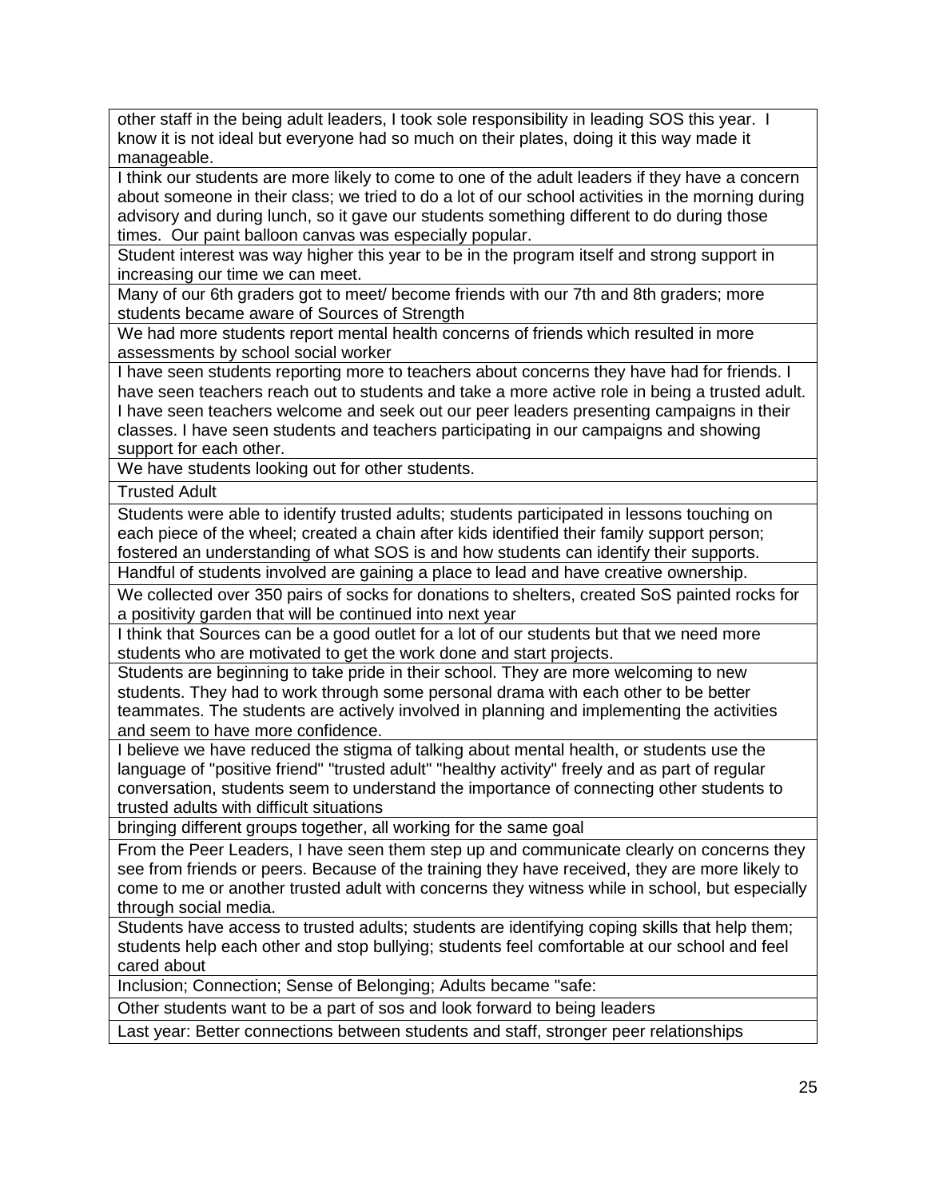| |
|---|
| other staff in the being adult leaders, I took sole responsibility in leading SOS this year. I know it is not ideal but everyone had so much on their plates, doing it this way made it manageable. |
| I think our students are more likely to come to one of the adult leaders if they have a concern about someone in their class; we tried to do a lot of our school activities in the morning during advisory and during lunch, so it gave our students something different to do during those times. Our paint balloon canvas was especially popular. |
| Student interest was way higher this year to be in the program itself and strong support in increasing our time we can meet. |
| Many of our 6th graders got to meet/ become friends with our 7th and 8th graders; more students became aware of Sources of Strength |
| We had more students report mental health concerns of friends which resulted in more assessments by school social worker |
| I have seen students reporting more to teachers about concerns they have had for friends. I have seen teachers reach out to students and take a more active role in being a trusted adult. I have seen teachers welcome and seek out our peer leaders presenting campaigns in their classes. I have seen students and teachers participating in our campaigns and showing support for each other. |
| We have students looking out for other students. |
| Trusted Adult |
| Students were able to identify trusted adults; students participated in lessons touching on each piece of the wheel; created a chain after kids identified their family support person; fostered an understanding of what SOS is and how students can identify their supports. |
| Handful of students involved are gaining a place to lead and have creative ownership. |
| We collected over 350 pairs of socks for donations to shelters, created SoS painted rocks for a positivity garden that will be continued into next year |
| I think that Sources can be a good outlet for a lot of our students but that we need more students who are motivated to get the work done and start projects. |
| Students are beginning to take pride in their school. They are more welcoming to new students. They had to work through some personal drama with each other to be better teammates. The students are actively involved in planning and implementing the activities and seem to have more confidence. |
| I believe we have reduced the stigma of talking about mental health, or students use the language of "positive friend" "trusted adult" "healthy activity" freely and as part of regular conversation, students seem to understand the importance of connecting other students to trusted adults with difficult situations |
| bringing different groups together, all working for the same goal |
| From the Peer Leaders, I have seen them step up and communicate clearly on concerns they see from friends or peers. Because of the training they have received, they are more likely to come to me or another trusted adult with concerns they witness while in school, but especially through social media. |
| Students have access to trusted adults; students are identifying coping skills that help them; students help each other and stop bullying; students feel comfortable at our school and feel cared about |
| Inclusion; Connection; Sense of Belonging; Adults became "safe: |
| Other students want to be a part of sos and look forward to being leaders |
| Last year: Better connections between students and staff, stronger peer relationships |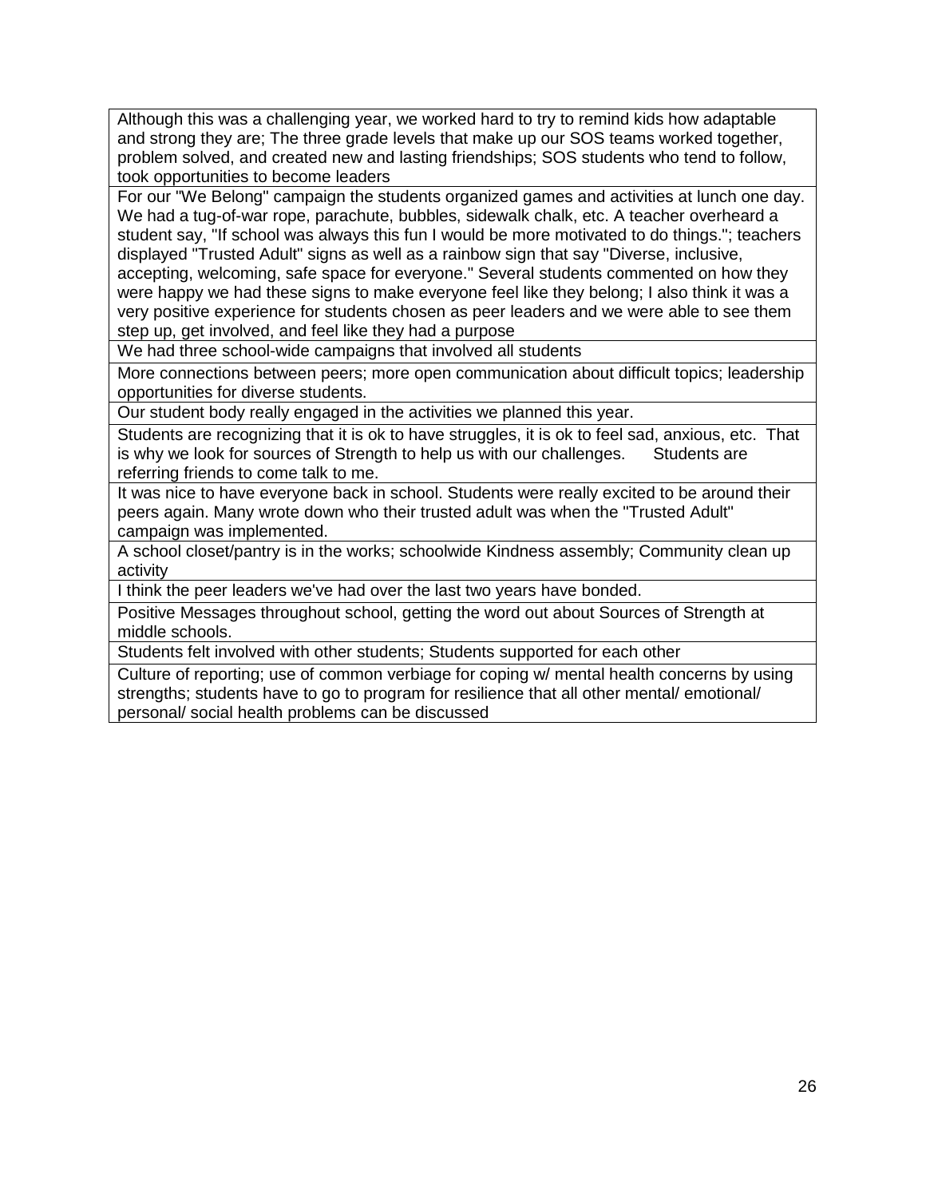| Although this was a challenging year, we worked hard to try to remind kids how adaptable and strong they are; The three grade levels that make up our SOS teams worked together, problem solved, and created new and lasting friendships; SOS students who tend to follow, took opportunities to become leaders |
|---|
| For our "We Belong" campaign the students organized games and activities at lunch one day. We had a tug-of-war rope, parachute, bubbles, sidewalk chalk, etc. A teacher overheard a student say, "If school was always this fun I would be more motivated to do things."; teachers displayed "Trusted Adult" signs as well as a rainbow sign that say "Diverse, inclusive, accepting, welcoming, safe space for everyone." Several students commented on how they were happy we had these signs to make everyone feel like they belong; I also think it was a very positive experience for students chosen as peer leaders and we were able to see them step up, get involved, and feel like they had a purpose |
| We had three school-wide campaigns that involved all students |
| More connections between peers; more open communication about difficult topics; leadership opportunities for diverse students. |
| Our student body really engaged in the activities we planned this year. |
| Students are recognizing that it is ok to have struggles, it is ok to feel sad, anxious, etc. That is why we look for sources of Strength to help us with our challenges. Students are referring friends to come talk to me. |
| It was nice to have everyone back in school. Students were really excited to be around their peers again. Many wrote down who their trusted adult was when the "Trusted Adult" campaign was implemented. |
| A school closet/pantry is in the works; schoolwide Kindness assembly; Community clean up activity |
| I think the peer leaders we've had over the last two years have bonded. |
| Positive Messages throughout school, getting the word out about Sources of Strength at middle schools. |
| Students felt involved with other students; Students supported for each other |
| Culture of reporting; use of common verbiage for coping w/ mental health concerns by using strengths; students have to go to program for resilience that all other mental/ emotional/ personal/ social health problems can be discussed |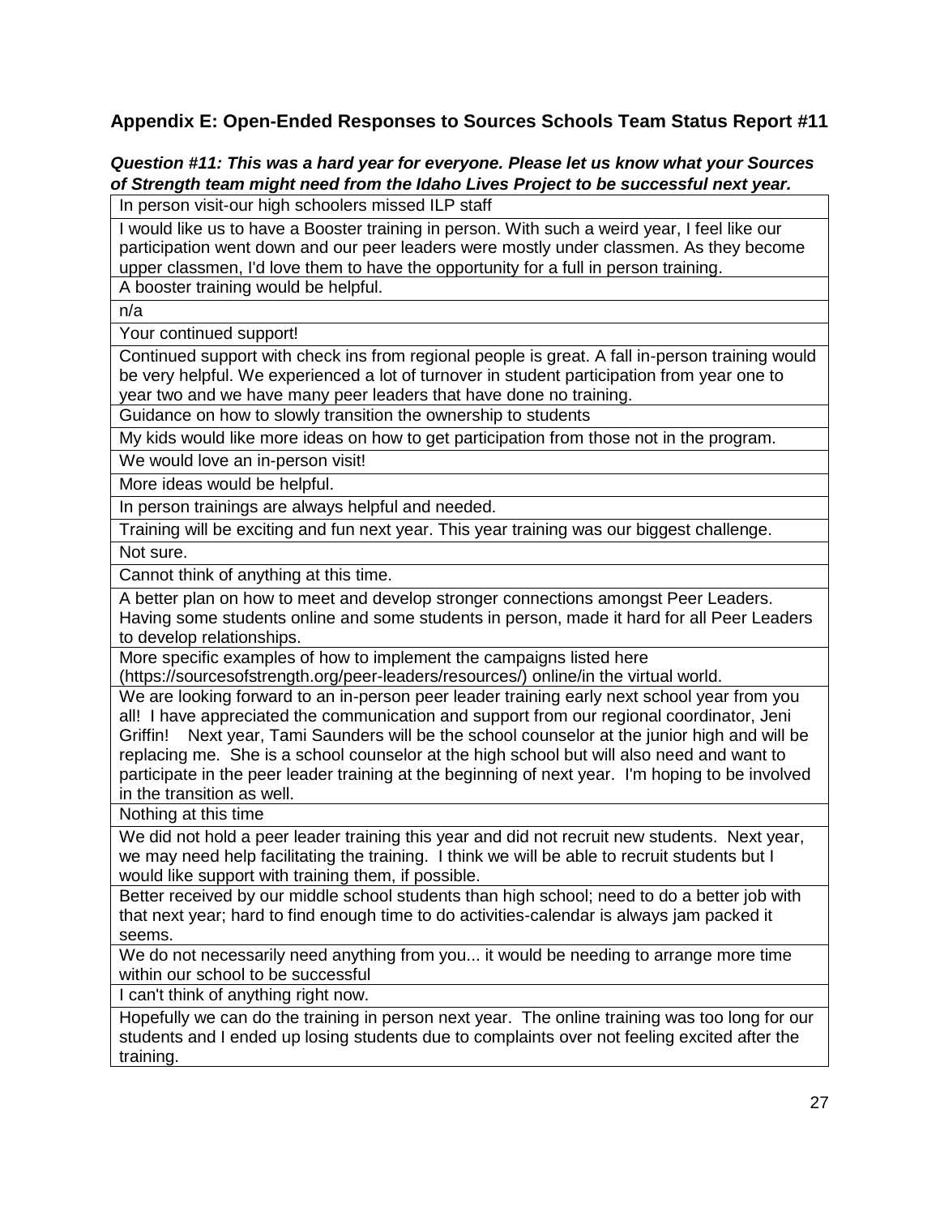## Appendix E: Open-Ended Responses to Sources Schools Team Status Report #11

***Question #11: This was a hard year for everyone. Please let us know what your Sources of Strength team might need from the Idaho Lives Project to be successful next year.***

| |
|---|
| In person visit-our high schoolers missed ILP staff |
| I would like us to have a Booster training in person. With such a weird year, I feel like our participation went down and our peer leaders were mostly under classmen. As they become upper classmen, I'd love them to have the opportunity for a full in person training. |
| A booster training would be helpful. |
| n/a |
| Your continued support! |
| Continued support with check ins from regional people is great. A fall in-person training would be very helpful. We experienced a lot of turnover in student participation from year one to year two and we have many peer leaders that have done no training. |
| Guidance on how to slowly transition the ownership to students |
| My kids would like more ideas on how to get participation from those not in the program. |
| We would love an in-person visit! |
| More ideas would be helpful. |
| In person trainings are always helpful and needed. |
| Training will be exciting and fun next year. This year training was our biggest challenge. |
| Not sure. |
| Cannot think of anything at this time. |
| A better plan on how to meet and develop stronger connections amongst Peer Leaders. Having some students online and some students in person, made it hard for all Peer Leaders to develop relationships. |
| More specific examples of how to implement the campaigns listed here (https://sourcesofstrength.org/peer-leaders/resources/) online/in the virtual world. |
| We are looking forward to an in-person peer leader training early next school year from you all! I have appreciated the communication and support from our regional coordinator, Jeni Griffin! Next year, Tami Saunders will be the school counselor at the junior high and will be replacing me. She is a school counselor at the high school but will also need and want to participate in the peer leader training at the beginning of next year. I'm hoping to be involved in the transition as well. |
| Nothing at this time |
| We did not hold a peer leader training this year and did not recruit new students. Next year, we may need help facilitating the training. I think we will be able to recruit students but I would like support with training them, if possible. |
| Better received by our middle school students than high school; need to do a better job with that next year; hard to find enough time to do activities-calendar is always jam packed it seems. |
| We do not necessarily need anything from you... it would be needing to arrange more time within our school to be successful |
| I can't think of anything right now. |
| Hopefully we can do the training in person next year. The online training was too long for our students and I ended up losing students due to complaints over not feeling excited after the training. |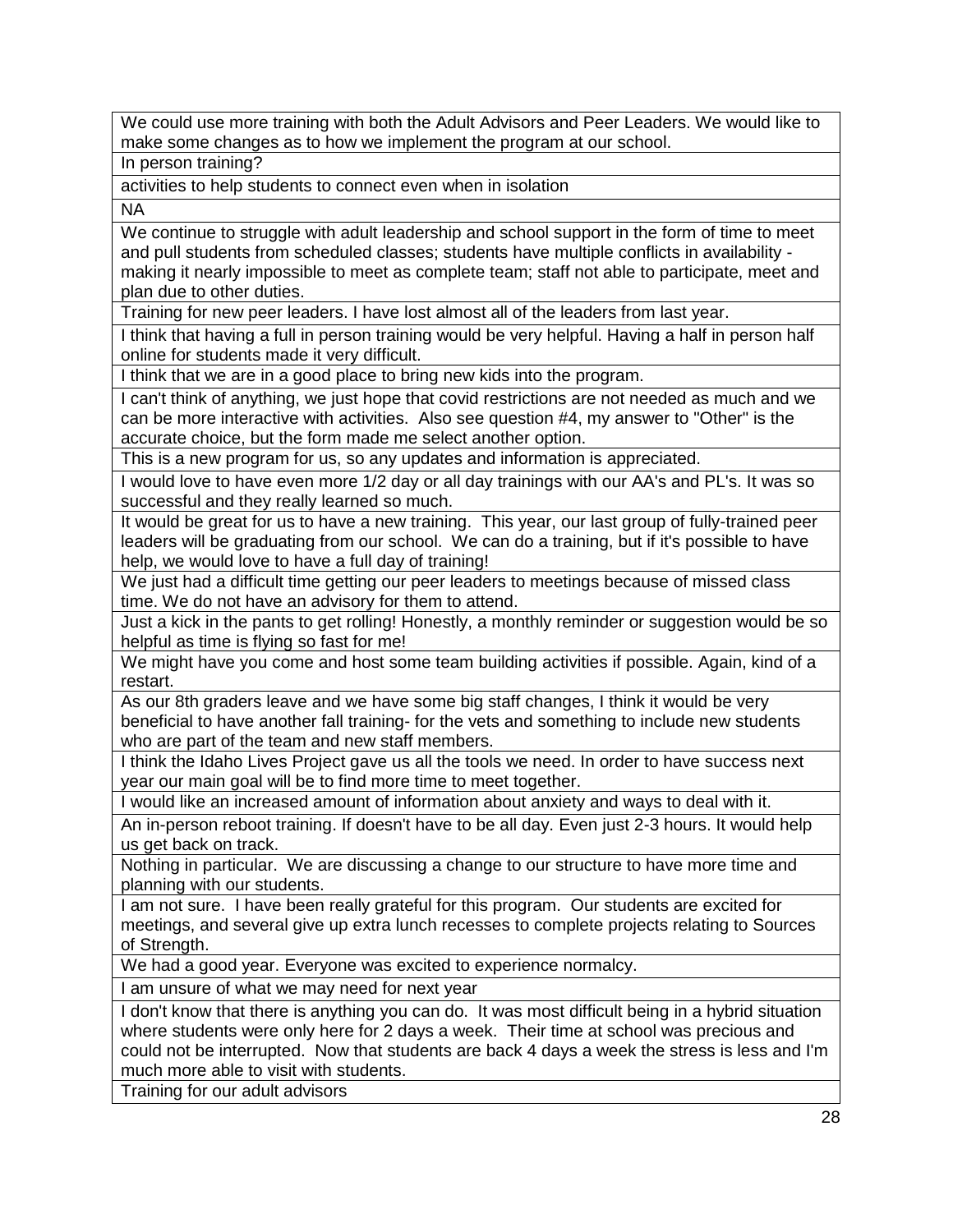| We could use more training with both the Adult Advisors and Peer Leaders. We would like to make some changes as to how we implement the program at our school. |
| --- |
| In person training? |
| activities to help students to connect even when in isolation |
| NA |
| We continue to struggle with adult leadership and school support in the form of time to meet and pull students from scheduled classes; students have multiple conflicts in availability - making it nearly impossible to meet as complete team; staff not able to participate, meet and plan due to other duties. |
| Training for new peer leaders. I have lost almost all of the leaders from last year. |
| I think that having a full in person training would be very helpful. Having a half in person half online for students made it very difficult. |
| I think that we are in a good place to bring new kids into the program. |
| I can't think of anything, we just hope that covid restrictions are not needed as much and we can be more interactive with activities. Also see question #4, my answer to "Other" is the accurate choice, but the form made me select another option. |
| This is a new program for us, so any updates and information is appreciated. |
| I would love to have even more 1/2 day or all day trainings with our AA's and PL's. It was so successful and they really learned so much. |
| It would be great for us to have a new training. This year, our last group of fully-trained peer leaders will be graduating from our school. We can do a training, but if it's possible to have help, we would love to have a full day of training! |
| We just had a difficult time getting our peer leaders to meetings because of missed class time. We do not have an advisory for them to attend. |
| Just a kick in the pants to get rolling! Honestly, a monthly reminder or suggestion would be so helpful as time is flying so fast for me! |
| We might have you come and host some team building activities if possible. Again, kind of a restart. |
| As our 8th graders leave and we have some big staff changes, I think it would be very beneficial to have another fall training- for the vets and something to include new students who are part of the team and new staff members. |
| I think the Idaho Lives Project gave us all the tools we need. In order to have success next year our main goal will be to find more time to meet together. |
| I would like an increased amount of information about anxiety and ways to deal with it. |
| An in-person reboot training. If doesn't have to be all day. Even just 2-3 hours. It would help us get back on track. |
| Nothing in particular. We are discussing a change to our structure to have more time and planning with our students. |
| I am not sure. I have been really grateful for this program. Our students are excited for meetings, and several give up extra lunch recesses to complete projects relating to Sources of Strength. |
| We had a good year. Everyone was excited to experience normalcy. |
| I am unsure of what we may need for next year |
| I don't know that there is anything you can do. It was most difficult being in a hybrid situation where students were only here for 2 days a week. Their time at school was precious and could not be interrupted. Now that students are back 4 days a week the stress is less and I'm much more able to visit with students. |
| Training for our adult advisors |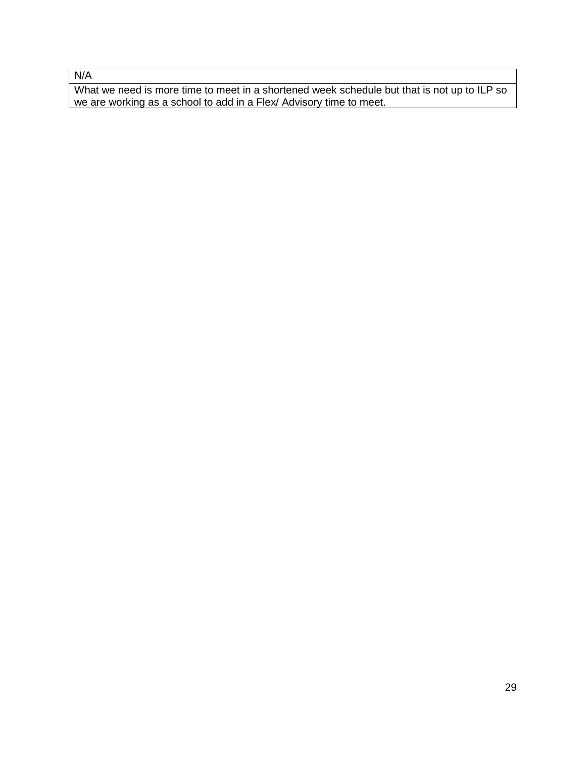| |
|---|
| N/A |
| What we need is more time to meet in a shortened week schedule but that is not up to ILP so we are working as a school to add in a Flex/ Advisory time to meet. |